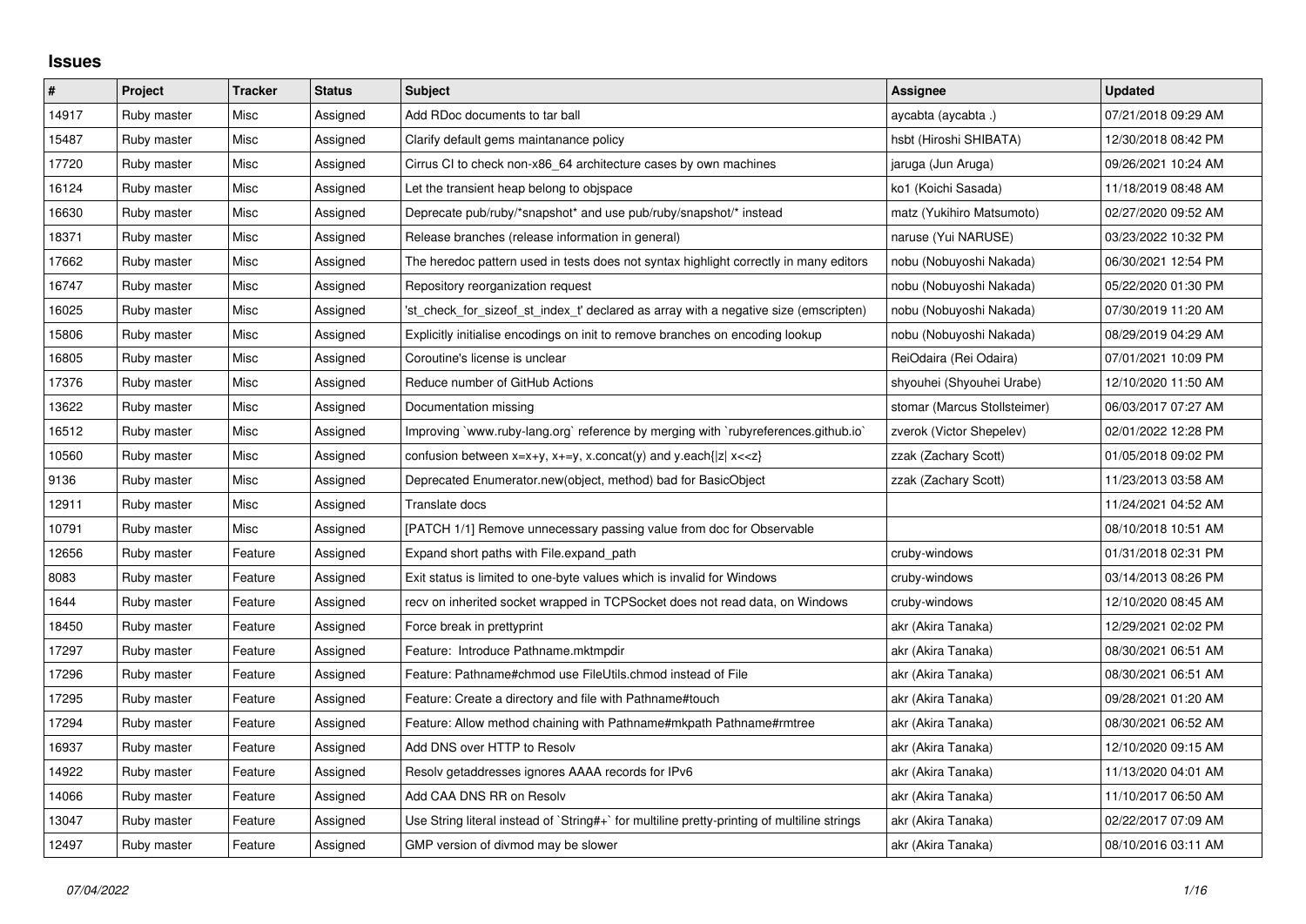## Issues

| # | Project | Tracker | Status | Subject | Assignee | Updated |
|---|---|---|---|---|---|---|
| 14917 | Ruby master | Misc | Assigned | Add RDoc documents to tar ball | aycabta (aycabta .) | 07/21/2018 09:29 AM |
| 15487 | Ruby master | Misc | Assigned | Clarify default gems maintanance policy | hsbt (Hiroshi SHIBATA) | 12/30/2018 08:42 PM |
| 17720 | Ruby master | Misc | Assigned | Cirrus CI to check non-x86_64 architecture cases by own machines | jaruga (Jun Aruga) | 09/26/2021 10:24 AM |
| 16124 | Ruby master | Misc | Assigned | Let the transient heap belong to objspace | ko1 (Koichi Sasada) | 11/18/2019 08:48 AM |
| 16630 | Ruby master | Misc | Assigned | Deprecate pub/ruby/*snapshot* and use pub/ruby/snapshot/* instead | matz (Yukihiro Matsumoto) | 02/27/2020 09:52 AM |
| 18371 | Ruby master | Misc | Assigned | Release branches (release information in general) | naruse (Yui NARUSE) | 03/23/2022 10:32 PM |
| 17662 | Ruby master | Misc | Assigned | The heredoc pattern used in tests does not syntax highlight correctly in many editors | nobu (Nobuyoshi Nakada) | 06/30/2021 12:54 PM |
| 16747 | Ruby master | Misc | Assigned | Repository reorganization request | nobu (Nobuyoshi Nakada) | 05/22/2020 01:30 PM |
| 16025 | Ruby master | Misc | Assigned | 'st_check_for_sizeof_st_index_t' declared as array with a negative size (emscripten) | nobu (Nobuyoshi Nakada) | 07/30/2019 11:20 AM |
| 15806 | Ruby master | Misc | Assigned | Explicitly initialise encodings on init to remove branches on encoding lookup | nobu (Nobuyoshi Nakada) | 08/29/2019 04:29 AM |
| 16805 | Ruby master | Misc | Assigned | Coroutine's license is unclear | ReiOdaira (Rei Odaira) | 07/01/2021 10:09 PM |
| 17376 | Ruby master | Misc | Assigned | Reduce number of GitHub Actions | shyouhei (Shyouhei Urabe) | 12/10/2020 11:50 AM |
| 13622 | Ruby master | Misc | Assigned | Documentation missing | stomar (Marcus Stollsteimer) | 06/03/2017 07:27 AM |
| 16512 | Ruby master | Misc | Assigned | Improving `www.ruby-lang.org` reference by merging with `rubyreferences.github.io` | zverok (Victor Shepelev) | 02/01/2022 12:28 PM |
| 10560 | Ruby master | Misc | Assigned | confusion between x=x+y, x+=y, x.concat(y) and y.each{\|z\| x<<z} | zzak (Zachary Scott) | 01/05/2018 09:02 PM |
| 9136 | Ruby master | Misc | Assigned | Deprecated Enumerator.new(object, method) bad for BasicObject | zzak (Zachary Scott) | 11/23/2013 03:58 AM |
| 12911 | Ruby master | Misc | Assigned | Translate docs | | 11/24/2021 04:52 AM |
| 10791 | Ruby master | Misc | Assigned | [PATCH 1/1] Remove unnecessary passing value from doc for Observable | | 08/10/2018 10:51 AM |
| 12656 | Ruby master | Feature | Assigned | Expand short paths with File.expand_path | cruby-windows | 01/31/2018 02:31 PM |
| 8083 | Ruby master | Feature | Assigned | Exit status is limited to one-byte values which is invalid for Windows | cruby-windows | 03/14/2013 08:26 PM |
| 1644 | Ruby master | Feature | Assigned | recv on inherited socket wrapped in TCPSocket does not read data, on Windows | cruby-windows | 12/10/2020 08:45 AM |
| 18450 | Ruby master | Feature | Assigned | Force break in prettyprint | akr (Akira Tanaka) | 12/29/2021 02:02 PM |
| 17297 | Ruby master | Feature | Assigned | Feature: Introduce Pathname.mktmpdir | akr (Akira Tanaka) | 08/30/2021 06:51 AM |
| 17296 | Ruby master | Feature | Assigned | Feature: Pathname#chmod use FileUtils.chmod instead of File | akr (Akira Tanaka) | 08/30/2021 06:51 AM |
| 17295 | Ruby master | Feature | Assigned | Feature: Create a directory and file with Pathname#touch | akr (Akira Tanaka) | 09/28/2021 01:20 AM |
| 17294 | Ruby master | Feature | Assigned | Feature: Allow method chaining with Pathname#mkpath Pathname#rmtree | akr (Akira Tanaka) | 08/30/2021 06:52 AM |
| 16937 | Ruby master | Feature | Assigned | Add DNS over HTTP to Resolv | akr (Akira Tanaka) | 12/10/2020 09:15 AM |
| 14922 | Ruby master | Feature | Assigned | Resolv getaddresses ignores AAAA records for IPv6 | akr (Akira Tanaka) | 11/13/2020 04:01 AM |
| 14066 | Ruby master | Feature | Assigned | Add CAA DNS RR on Resolv | akr (Akira Tanaka) | 11/10/2017 06:50 AM |
| 13047 | Ruby master | Feature | Assigned | Use String literal instead of `String#+` for multiline pretty-printing of multiline strings | akr (Akira Tanaka) | 02/22/2017 07:09 AM |
| 12497 | Ruby master | Feature | Assigned | GMP version of divmod may be slower | akr (Akira Tanaka) | 08/10/2016 03:11 AM |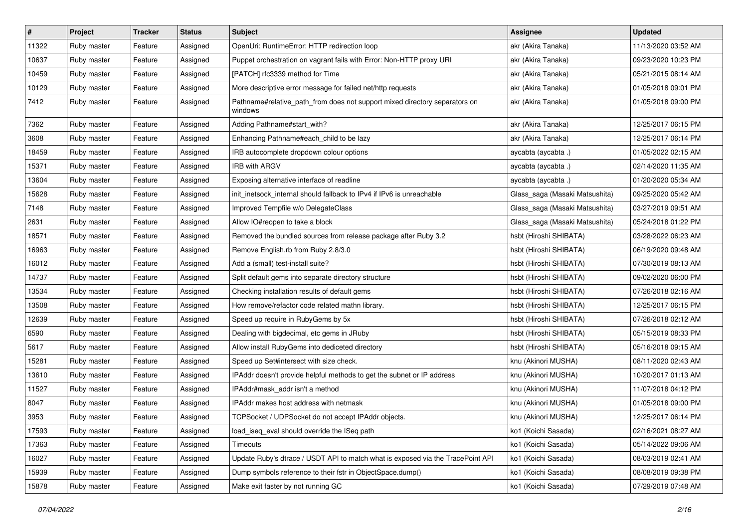| # | Project | Tracker | Status | Subject | Assignee | Updated |
|---|---|---|---|---|---|---|
| 11322 | Ruby master | Feature | Assigned | OpenUri: RuntimeError: HTTP redirection loop | akr (Akira Tanaka) | 11/13/2020 03:52 AM |
| 10637 | Ruby master | Feature | Assigned | Puppet orchestration on vagrant fails with Error: Non-HTTP proxy URI | akr (Akira Tanaka) | 09/23/2020 10:23 PM |
| 10459 | Ruby master | Feature | Assigned | [PATCH] rfc3339 method for Time | akr (Akira Tanaka) | 05/21/2015 08:14 AM |
| 10129 | Ruby master | Feature | Assigned | More descriptive error message for failed net/http requests | akr (Akira Tanaka) | 01/05/2018 09:01 PM |
| 7412 | Ruby master | Feature | Assigned | Pathname#relative_path_from does not support mixed directory separators on windows | akr (Akira Tanaka) | 01/05/2018 09:00 PM |
| 7362 | Ruby master | Feature | Assigned | Adding Pathname#start_with? | akr (Akira Tanaka) | 12/25/2017 06:15 PM |
| 3608 | Ruby master | Feature | Assigned | Enhancing Pathname#each_child to be lazy | akr (Akira Tanaka) | 12/25/2017 06:14 PM |
| 18459 | Ruby master | Feature | Assigned | IRB autocomplete dropdown colour options | aycabta (aycabta .) | 01/05/2022 02:15 AM |
| 15371 | Ruby master | Feature | Assigned | IRB with ARGV | aycabta (aycabta .) | 02/14/2020 11:35 AM |
| 13604 | Ruby master | Feature | Assigned | Exposing alternative interface of readline | aycabta (aycabta .) | 01/20/2020 05:34 AM |
| 15628 | Ruby master | Feature | Assigned | init_inetsock_internal should fallback to IPv4 if IPv6 is unreachable | Glass_saga (Masaki Matsushita) | 09/25/2020 05:42 AM |
| 7148 | Ruby master | Feature | Assigned | Improved Tempfile w/o DelegateClass | Glass_saga (Masaki Matsushita) | 03/27/2019 09:51 AM |
| 2631 | Ruby master | Feature | Assigned | Allow IO#reopen to take a block | Glass_saga (Masaki Matsushita) | 05/24/2018 01:22 PM |
| 18571 | Ruby master | Feature | Assigned | Removed the bundled sources from release package after Ruby 3.2 | hsbt (Hiroshi SHIBATA) | 03/28/2022 06:23 AM |
| 16963 | Ruby master | Feature | Assigned | Remove English.rb from Ruby 2.8/3.0 | hsbt (Hiroshi SHIBATA) | 06/19/2020 09:48 AM |
| 16012 | Ruby master | Feature | Assigned | Add a (small) test-install suite? | hsbt (Hiroshi SHIBATA) | 07/30/2019 08:13 AM |
| 14737 | Ruby master | Feature | Assigned | Split default gems into separate directory structure | hsbt (Hiroshi SHIBATA) | 09/02/2020 06:00 PM |
| 13534 | Ruby master | Feature | Assigned | Checking installation results of default gems | hsbt (Hiroshi SHIBATA) | 07/26/2018 02:16 AM |
| 13508 | Ruby master | Feature | Assigned | How remove/refactor code related mathn library. | hsbt (Hiroshi SHIBATA) | 12/25/2017 06:15 PM |
| 12639 | Ruby master | Feature | Assigned | Speed up require in RubyGems by 5x | hsbt (Hiroshi SHIBATA) | 07/26/2018 02:12 AM |
| 6590 | Ruby master | Feature | Assigned | Dealing with bigdecimal, etc gems in JRuby | hsbt (Hiroshi SHIBATA) | 05/15/2019 08:33 PM |
| 5617 | Ruby master | Feature | Assigned | Allow install RubyGems into dediceted directory | hsbt (Hiroshi SHIBATA) | 05/16/2018 09:15 AM |
| 15281 | Ruby master | Feature | Assigned | Speed up Set#intersect with size check. | knu (Akinori MUSHA) | 08/11/2020 02:43 AM |
| 13610 | Ruby master | Feature | Assigned | IPAddr doesn't provide helpful methods to get the subnet or IP address | knu (Akinori MUSHA) | 10/20/2017 01:13 AM |
| 11527 | Ruby master | Feature | Assigned | IPAddr#mask_addr isn't a method | knu (Akinori MUSHA) | 11/07/2018 04:12 PM |
| 8047 | Ruby master | Feature | Assigned | IPAddr makes host address with netmask | knu (Akinori MUSHA) | 01/05/2018 09:00 PM |
| 3953 | Ruby master | Feature | Assigned | TCPSocket / UDPSocket do not accept IPAddr objects. | knu (Akinori MUSHA) | 12/25/2017 06:14 PM |
| 17593 | Ruby master | Feature | Assigned | load_iseq_eval should override the ISeq path | ko1 (Koichi Sasada) | 02/16/2021 08:27 AM |
| 17363 | Ruby master | Feature | Assigned | Timeouts | ko1 (Koichi Sasada) | 05/14/2022 09:06 AM |
| 16027 | Ruby master | Feature | Assigned | Update Ruby's dtrace / USDT API to match what is exposed via the TracePoint API | ko1 (Koichi Sasada) | 08/03/2019 02:41 AM |
| 15939 | Ruby master | Feature | Assigned | Dump symbols reference to their fstr in ObjectSpace.dump() | ko1 (Koichi Sasada) | 08/08/2019 09:38 PM |
| 15878 | Ruby master | Feature | Assigned | Make exit faster by not running GC | ko1 (Koichi Sasada) | 07/29/2019 07:48 AM |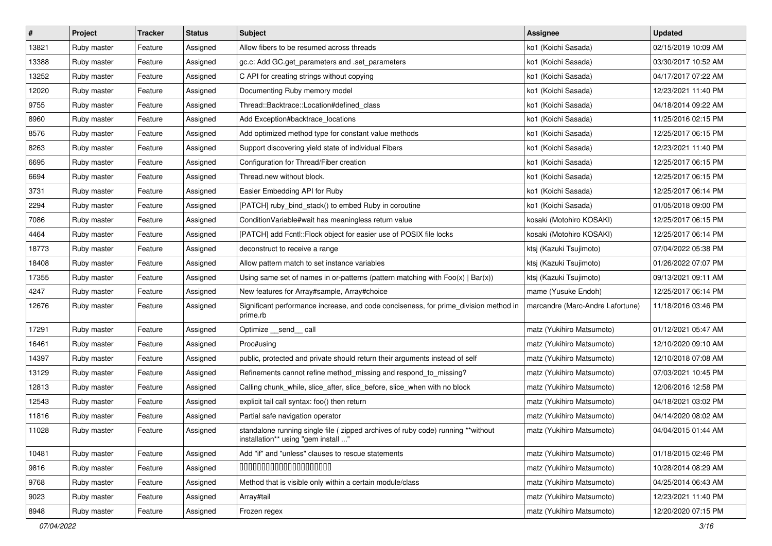| # | Project | Tracker | Status | Subject | Assignee | Updated |
|---|---|---|---|---|---|---|
| 13821 | Ruby master | Feature | Assigned | Allow fibers to be resumed across threads | ko1 (Koichi Sasada) | 02/15/2019 10:09 AM |
| 13388 | Ruby master | Feature | Assigned | gc.c: Add GC.get_parameters and .set_parameters | ko1 (Koichi Sasada) | 03/30/2017 10:52 AM |
| 13252 | Ruby master | Feature | Assigned | C API for creating strings without copying | ko1 (Koichi Sasada) | 04/17/2017 07:22 AM |
| 12020 | Ruby master | Feature | Assigned | Documenting Ruby memory model | ko1 (Koichi Sasada) | 12/23/2021 11:40 PM |
| 9755 | Ruby master | Feature | Assigned | Thread::Backtrace::Location#defined_class | ko1 (Koichi Sasada) | 04/18/2014 09:22 AM |
| 8960 | Ruby master | Feature | Assigned | Add Exception#backtrace_locations | ko1 (Koichi Sasada) | 11/25/2016 02:15 PM |
| 8576 | Ruby master | Feature | Assigned | Add optimized method type for constant value methods | ko1 (Koichi Sasada) | 12/25/2017 06:15 PM |
| 8263 | Ruby master | Feature | Assigned | Support discovering yield state of individual Fibers | ko1 (Koichi Sasada) | 12/23/2021 11:40 PM |
| 6695 | Ruby master | Feature | Assigned | Configuration for Thread/Fiber creation | ko1 (Koichi Sasada) | 12/25/2017 06:15 PM |
| 6694 | Ruby master | Feature | Assigned | Thread.new without block. | ko1 (Koichi Sasada) | 12/25/2017 06:15 PM |
| 3731 | Ruby master | Feature | Assigned | Easier Embedding API for Ruby | ko1 (Koichi Sasada) | 12/25/2017 06:14 PM |
| 2294 | Ruby master | Feature | Assigned | [PATCH] ruby_bind_stack() to embed Ruby in coroutine | ko1 (Koichi Sasada) | 01/05/2018 09:00 PM |
| 7086 | Ruby master | Feature | Assigned | ConditionVariable#wait has meaningless return value | kosaki (Motohiro KOSAKI) | 12/25/2017 06:15 PM |
| 4464 | Ruby master | Feature | Assigned | [PATCH] add Fcntl::Flock object for easier use of POSIX file locks | kosaki (Motohiro KOSAKI) | 12/25/2017 06:14 PM |
| 18773 | Ruby master | Feature | Assigned | deconstruct to receive a range | ktsj (Kazuki Tsujimoto) | 07/04/2022 05:38 PM |
| 18408 | Ruby master | Feature | Assigned | Allow pattern match to set instance variables | ktsj (Kazuki Tsujimoto) | 01/26/2022 07:07 PM |
| 17355 | Ruby master | Feature | Assigned | Using same set of names in or-patterns (pattern matching with Foo(x) \| Bar(x)) | ktsj (Kazuki Tsujimoto) | 09/13/2021 09:11 AM |
| 4247 | Ruby master | Feature | Assigned | New features for Array#sample, Array#choice | mame (Yusuke Endoh) | 12/25/2017 06:14 PM |
| 12676 | Ruby master | Feature | Assigned | Significant performance increase, and code conciseness, for prime_division method in prime.rb | marcandre (Marc-Andre Lafortune) | 11/18/2016 03:46 PM |
| 17291 | Ruby master | Feature | Assigned | Optimize __send__ call | matz (Yukihiro Matsumoto) | 01/12/2021 05:47 AM |
| 16461 | Ruby master | Feature | Assigned | Proc#using | matz (Yukihiro Matsumoto) | 12/10/2020 09:10 AM |
| 14397 | Ruby master | Feature | Assigned | public, protected and private should return their arguments instead of self | matz (Yukihiro Matsumoto) | 12/10/2018 07:08 AM |
| 13129 | Ruby master | Feature | Assigned | Refinements cannot refine method_missing and respond_to_missing? | matz (Yukihiro Matsumoto) | 07/03/2021 10:45 PM |
| 12813 | Ruby master | Feature | Assigned | Calling chunk_while, slice_after, slice_before, slice_when with no block | matz (Yukihiro Matsumoto) | 12/06/2016 12:58 PM |
| 12543 | Ruby master | Feature | Assigned | explicit tail call syntax: foo() then return | matz (Yukihiro Matsumoto) | 04/18/2021 03:02 PM |
| 11816 | Ruby master | Feature | Assigned | Partial safe navigation operator | matz (Yukihiro Matsumoto) | 04/14/2020 08:02 AM |
| 11028 | Ruby master | Feature | Assigned | standalone running single file ( zipped archives of ruby code) running **without installation** using "gem install ..." | matz (Yukihiro Matsumoto) | 04/04/2015 01:44 AM |
| 10481 | Ruby master | Feature | Assigned | Add "if" and "unless" clauses to rescue statements | matz (Yukihiro Matsumoto) | 01/18/2015 02:46 PM |
| 9816 | Ruby master | Feature | Assigned | □□□□□□□□□□□□□□□□□□□□□□ | matz (Yukihiro Matsumoto) | 10/28/2014 08:29 AM |
| 9768 | Ruby master | Feature | Assigned | Method that is visible only within a certain module/class | matz (Yukihiro Matsumoto) | 04/25/2014 06:43 AM |
| 9023 | Ruby master | Feature | Assigned | Array#tail | matz (Yukihiro Matsumoto) | 12/23/2021 11:40 PM |
| 8948 | Ruby master | Feature | Assigned | Frozen regex | matz (Yukihiro Matsumoto) | 12/20/2020 07:15 PM |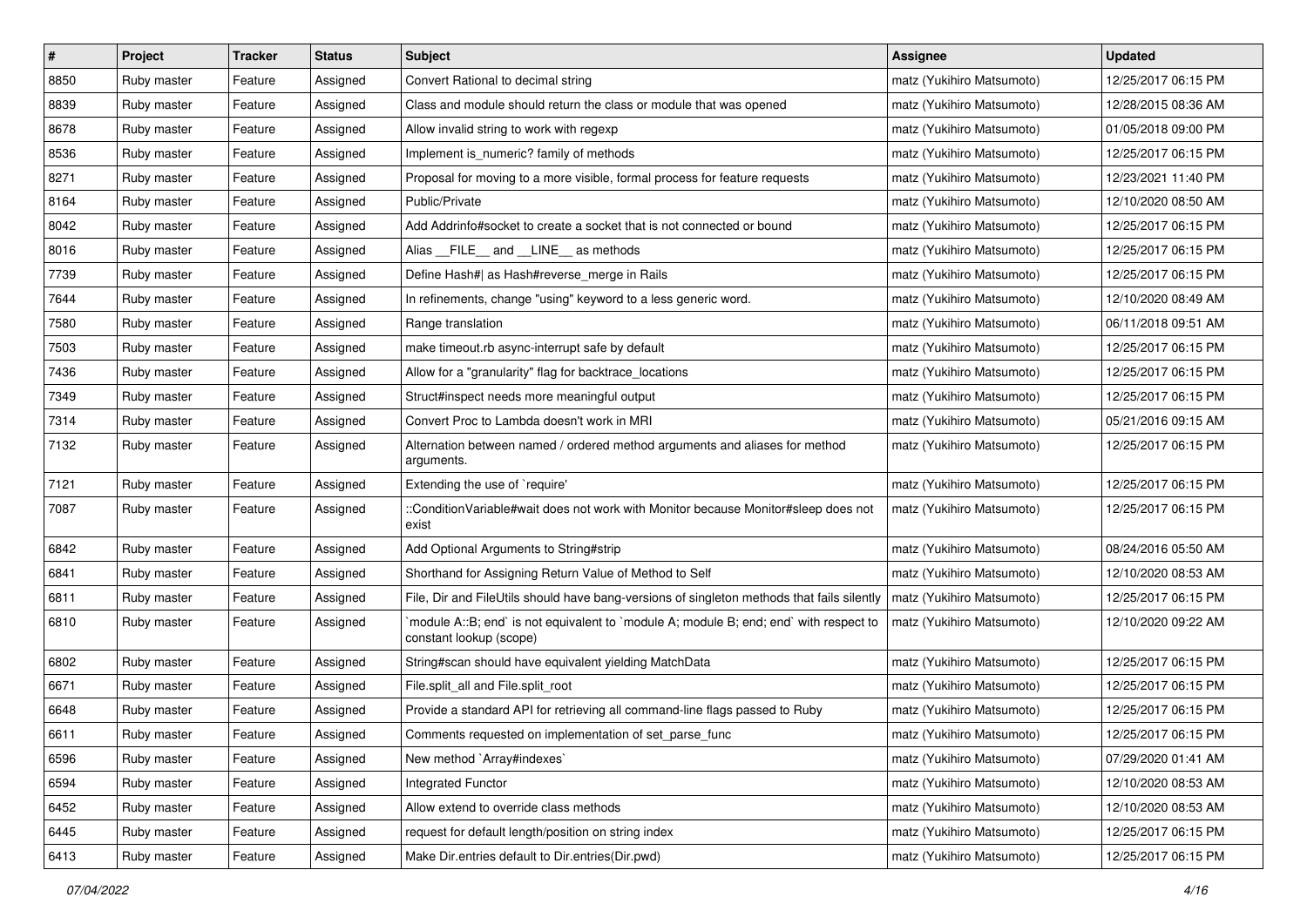| # | Project | Tracker | Status | Subject | Assignee | Updated |
|---|---|---|---|---|---|---|
| 8850 | Ruby master | Feature | Assigned | Convert Rational to decimal string | matz (Yukihiro Matsumoto) | 12/25/2017 06:15 PM |
| 8839 | Ruby master | Feature | Assigned | Class and module should return the class or module that was opened | matz (Yukihiro Matsumoto) | 12/28/2015 08:36 AM |
| 8678 | Ruby master | Feature | Assigned | Allow invalid string to work with regexp | matz (Yukihiro Matsumoto) | 01/05/2018 09:00 PM |
| 8536 | Ruby master | Feature | Assigned | Implement is_numeric? family of methods | matz (Yukihiro Matsumoto) | 12/25/2017 06:15 PM |
| 8271 | Ruby master | Feature | Assigned | Proposal for moving to a more visible, formal process for feature requests | matz (Yukihiro Matsumoto) | 12/23/2021 11:40 PM |
| 8164 | Ruby master | Feature | Assigned | Public/Private | matz (Yukihiro Matsumoto) | 12/10/2020 08:50 AM |
| 8042 | Ruby master | Feature | Assigned | Add Addrinfo#socket to create a socket that is not connected or bound | matz (Yukihiro Matsumoto) | 12/25/2017 06:15 PM |
| 8016 | Ruby master | Feature | Assigned | Alias __FILE__ and __LINE__ as methods | matz (Yukihiro Matsumoto) | 12/25/2017 06:15 PM |
| 7739 | Ruby master | Feature | Assigned | Define Hash#\| as Hash#reverse_merge in Rails | matz (Yukihiro Matsumoto) | 12/25/2017 06:15 PM |
| 7644 | Ruby master | Feature | Assigned | In refinements, change "using" keyword to a less generic word. | matz (Yukihiro Matsumoto) | 12/10/2020 08:49 AM |
| 7580 | Ruby master | Feature | Assigned | Range translation | matz (Yukihiro Matsumoto) | 06/11/2018 09:51 AM |
| 7503 | Ruby master | Feature | Assigned | make timeout.rb async-interrupt safe by default | matz (Yukihiro Matsumoto) | 12/25/2017 06:15 PM |
| 7436 | Ruby master | Feature | Assigned | Allow for a "granularity" flag for backtrace_locations | matz (Yukihiro Matsumoto) | 12/25/2017 06:15 PM |
| 7349 | Ruby master | Feature | Assigned | Struct#inspect needs more meaningful output | matz (Yukihiro Matsumoto) | 12/25/2017 06:15 PM |
| 7314 | Ruby master | Feature | Assigned | Convert Proc to Lambda doesn't work in MRI | matz (Yukihiro Matsumoto) | 05/21/2016 09:15 AM |
| 7132 | Ruby master | Feature | Assigned | Alternation between named / ordered method arguments and aliases for method arguments. | matz (Yukihiro Matsumoto) | 12/25/2017 06:15 PM |
| 7121 | Ruby master | Feature | Assigned | Extending the use of `require' | matz (Yukihiro Matsumoto) | 12/25/2017 06:15 PM |
| 7087 | Ruby master | Feature | Assigned | ::ConditionVariable#wait does not work with Monitor because Monitor#sleep does not exist | matz (Yukihiro Matsumoto) | 12/25/2017 06:15 PM |
| 6842 | Ruby master | Feature | Assigned | Add Optional Arguments to String#strip | matz (Yukihiro Matsumoto) | 08/24/2016 05:50 AM |
| 6841 | Ruby master | Feature | Assigned | Shorthand for Assigning Return Value of Method to Self | matz (Yukihiro Matsumoto) | 12/10/2020 08:53 AM |
| 6811 | Ruby master | Feature | Assigned | File, Dir and FileUtils should have bang-versions of singleton methods that fails silently | matz (Yukihiro Matsumoto) | 12/25/2017 06:15 PM |
| 6810 | Ruby master | Feature | Assigned | `module A::B; end` is not equivalent to `module A; module B; end; end` with respect to constant lookup (scope) | matz (Yukihiro Matsumoto) | 12/10/2020 09:22 AM |
| 6802 | Ruby master | Feature | Assigned | String#scan should have equivalent yielding MatchData | matz (Yukihiro Matsumoto) | 12/25/2017 06:15 PM |
| 6671 | Ruby master | Feature | Assigned | File.split_all and File.split_root | matz (Yukihiro Matsumoto) | 12/25/2017 06:15 PM |
| 6648 | Ruby master | Feature | Assigned | Provide a standard API for retrieving all command-line flags passed to Ruby | matz (Yukihiro Matsumoto) | 12/25/2017 06:15 PM |
| 6611 | Ruby master | Feature | Assigned | Comments requested on implementation of set_parse_func | matz (Yukihiro Matsumoto) | 12/25/2017 06:15 PM |
| 6596 | Ruby master | Feature | Assigned | New method `Array#indexes` | matz (Yukihiro Matsumoto) | 07/29/2020 01:41 AM |
| 6594 | Ruby master | Feature | Assigned | Integrated Functor | matz (Yukihiro Matsumoto) | 12/10/2020 08:53 AM |
| 6452 | Ruby master | Feature | Assigned | Allow extend to override class methods | matz (Yukihiro Matsumoto) | 12/10/2020 08:53 AM |
| 6445 | Ruby master | Feature | Assigned | request for default length/position on string index | matz (Yukihiro Matsumoto) | 12/25/2017 06:15 PM |
| 6413 | Ruby master | Feature | Assigned | Make Dir.entries default to Dir.entries(Dir.pwd) | matz (Yukihiro Matsumoto) | 12/25/2017 06:15 PM |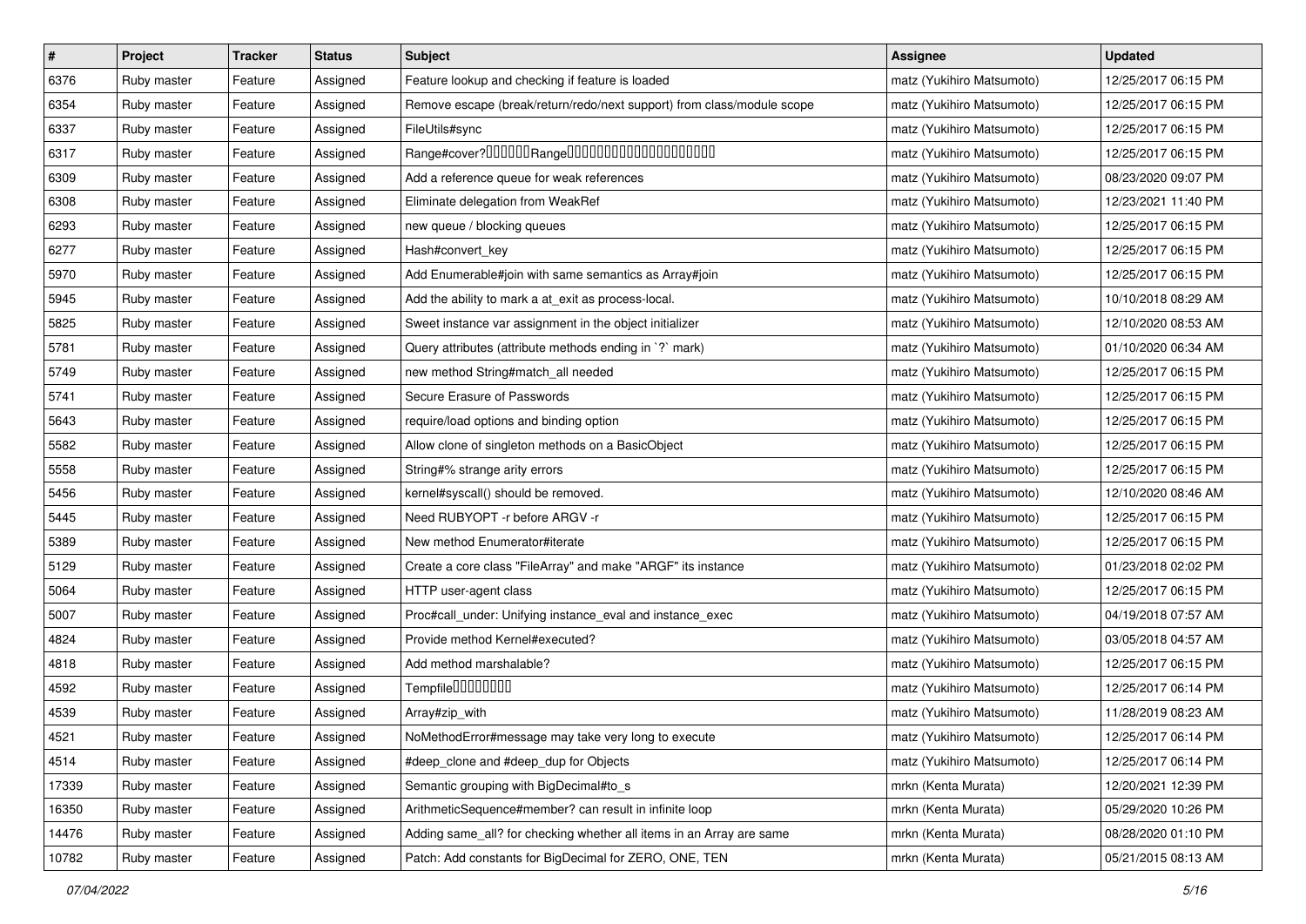| # | Project | Tracker | Status | Subject | Assignee | Updated |
|---|---|---|---|---|---|---|
| 6376 | Ruby master | Feature | Assigned | Feature lookup and checking if feature is loaded | matz (Yukihiro Matsumoto) | 12/25/2017 06:15 PM |
| 6354 | Ruby master | Feature | Assigned | Remove escape (break/return/redo/next support) from class/module scope | matz (Yukihiro Matsumoto) | 12/25/2017 06:15 PM |
| 6337 | Ruby master | Feature | Assigned | FileUtils#sync | matz (Yukihiro Matsumoto) | 12/25/2017 06:15 PM |
| 6317 | Ruby master | Feature | Assigned | Range#cover?□□□□□□Range□□□□□□□□□□□□□□□□□□□□ | matz (Yukihiro Matsumoto) | 12/25/2017 06:15 PM |
| 6309 | Ruby master | Feature | Assigned | Add a reference queue for weak references | matz (Yukihiro Matsumoto) | 08/23/2020 09:07 PM |
| 6308 | Ruby master | Feature | Assigned | Eliminate delegation from WeakRef | matz (Yukihiro Matsumoto) | 12/23/2021 11:40 PM |
| 6293 | Ruby master | Feature | Assigned | new queue / blocking queues | matz (Yukihiro Matsumoto) | 12/25/2017 06:15 PM |
| 6277 | Ruby master | Feature | Assigned | Hash#convert_key | matz (Yukihiro Matsumoto) | 12/25/2017 06:15 PM |
| 5970 | Ruby master | Feature | Assigned | Add Enumerable#join with same semantics as Array#join | matz (Yukihiro Matsumoto) | 12/25/2017 06:15 PM |
| 5945 | Ruby master | Feature | Assigned | Add the ability to mark a at_exit as process-local. | matz (Yukihiro Matsumoto) | 10/10/2018 08:29 AM |
| 5825 | Ruby master | Feature | Assigned | Sweet instance var assignment in the object initializer | matz (Yukihiro Matsumoto) | 12/10/2020 08:53 AM |
| 5781 | Ruby master | Feature | Assigned | Query attributes (attribute methods ending in `?` mark) | matz (Yukihiro Matsumoto) | 01/10/2020 06:34 AM |
| 5749 | Ruby master | Feature | Assigned | new method String#match_all needed | matz (Yukihiro Matsumoto) | 12/25/2017 06:15 PM |
| 5741 | Ruby master | Feature | Assigned | Secure Erasure of Passwords | matz (Yukihiro Matsumoto) | 12/25/2017 06:15 PM |
| 5643 | Ruby master | Feature | Assigned | require/load options and binding option | matz (Yukihiro Matsumoto) | 12/25/2017 06:15 PM |
| 5582 | Ruby master | Feature | Assigned | Allow clone of singleton methods on a BasicObject | matz (Yukihiro Matsumoto) | 12/25/2017 06:15 PM |
| 5558 | Ruby master | Feature | Assigned | String#% strange arity errors | matz (Yukihiro Matsumoto) | 12/25/2017 06:15 PM |
| 5456 | Ruby master | Feature | Assigned | kernel#syscall() should be removed. | matz (Yukihiro Matsumoto) | 12/10/2020 08:46 AM |
| 5445 | Ruby master | Feature | Assigned | Need RUBYOPT -r before ARGV -r | matz (Yukihiro Matsumoto) | 12/25/2017 06:15 PM |
| 5389 | Ruby master | Feature | Assigned | New method Enumerator#iterate | matz (Yukihiro Matsumoto) | 12/25/2017 06:15 PM |
| 5129 | Ruby master | Feature | Assigned | Create a core class "FileArray" and make "ARGF" its instance | matz (Yukihiro Matsumoto) | 01/23/2018 02:02 PM |
| 5064 | Ruby master | Feature | Assigned | HTTP user-agent class | matz (Yukihiro Matsumoto) | 12/25/2017 06:15 PM |
| 5007 | Ruby master | Feature | Assigned | Proc#call_under: Unifying instance_eval and instance_exec | matz (Yukihiro Matsumoto) | 04/19/2018 07:57 AM |
| 4824 | Ruby master | Feature | Assigned | Provide method Kernel#executed? | matz (Yukihiro Matsumoto) | 03/05/2018 04:57 AM |
| 4818 | Ruby master | Feature | Assigned | Add method marshalable? | matz (Yukihiro Matsumoto) | 12/25/2017 06:15 PM |
| 4592 | Ruby master | Feature | Assigned | Tempfile□□□□□□□□ | matz (Yukihiro Matsumoto) | 12/25/2017 06:14 PM |
| 4539 | Ruby master | Feature | Assigned | Array#zip_with | matz (Yukihiro Matsumoto) | 11/28/2019 08:23 AM |
| 4521 | Ruby master | Feature | Assigned | NoMethodError#message may take very long to execute | matz (Yukihiro Matsumoto) | 12/25/2017 06:14 PM |
| 4514 | Ruby master | Feature | Assigned | #deep_clone and #deep_dup for Objects | matz (Yukihiro Matsumoto) | 12/25/2017 06:14 PM |
| 17339 | Ruby master | Feature | Assigned | Semantic grouping with BigDecimal#to_s | mrkn (Kenta Murata) | 12/20/2021 12:39 PM |
| 16350 | Ruby master | Feature | Assigned | ArithmeticSequence#member? can result in infinite loop | mrkn (Kenta Murata) | 05/29/2020 10:26 PM |
| 14476 | Ruby master | Feature | Assigned | Adding same_all? for checking whether all items in an Array are same | mrkn (Kenta Murata) | 08/28/2020 01:10 PM |
| 10782 | Ruby master | Feature | Assigned | Patch: Add constants for BigDecimal for ZERO, ONE, TEN | mrkn (Kenta Murata) | 05/21/2015 08:13 AM |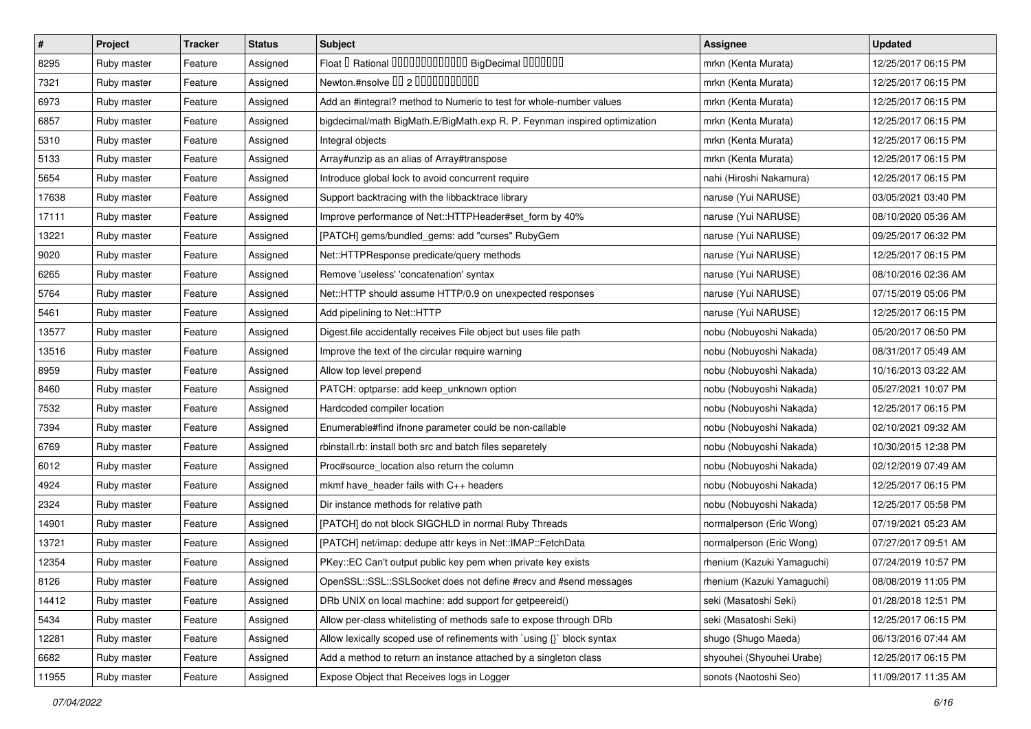| # | Project | Tracker | Status | Subject | Assignee | Updated |
|---|---|---|---|---|---|---|
| 8295 | Ruby master | Feature | Assigned | Float  Rational  BigDecimal  | mrkn (Kenta Murata) | 12/25/2017 06:15 PM |
| 7321 | Ruby master | Feature | Assigned | Newton.#nsolve  2  | mrkn (Kenta Murata) | 12/25/2017 06:15 PM |
| 6973 | Ruby master | Feature | Assigned | Add an #integral? method to Numeric to test for whole-number values | mrkn (Kenta Murata) | 12/25/2017 06:15 PM |
| 6857 | Ruby master | Feature | Assigned | bigdecimal/math BigMath.E/BigMath.exp R. P. Feynman inspired optimization | mrkn (Kenta Murata) | 12/25/2017 06:15 PM |
| 5310 | Ruby master | Feature | Assigned | Integral objects | mrkn (Kenta Murata) | 12/25/2017 06:15 PM |
| 5133 | Ruby master | Feature | Assigned | Array#unzip as an alias of Array#transpose | mrkn (Kenta Murata) | 12/25/2017 06:15 PM |
| 5654 | Ruby master | Feature | Assigned | Introduce global lock to avoid concurrent require | nahi (Hiroshi Nakamura) | 12/25/2017 06:15 PM |
| 17638 | Ruby master | Feature | Assigned | Support backtracing with the libbacktrace library | naruse (Yui NARUSE) | 03/05/2021 03:40 PM |
| 17111 | Ruby master | Feature | Assigned | Improve performance of Net::HTTPHeader#set_form by 40% | naruse (Yui NARUSE) | 08/10/2020 05:36 AM |
| 13221 | Ruby master | Feature | Assigned | [PATCH] gems/bundled_gems: add "curses" RubyGem | naruse (Yui NARUSE) | 09/25/2017 06:32 PM |
| 9020 | Ruby master | Feature | Assigned | Net::HTTPResponse predicate/query methods | naruse (Yui NARUSE) | 12/25/2017 06:15 PM |
| 6265 | Ruby master | Feature | Assigned | Remove 'useless' 'concatenation' syntax | naruse (Yui NARUSE) | 08/10/2016 02:36 AM |
| 5764 | Ruby master | Feature | Assigned | Net::HTTP should assume HTTP/0.9 on unexpected responses | naruse (Yui NARUSE) | 07/15/2019 05:06 PM |
| 5461 | Ruby master | Feature | Assigned | Add pipelining to Net::HTTP | naruse (Yui NARUSE) | 12/25/2017 06:15 PM |
| 13577 | Ruby master | Feature | Assigned | Digest.file accidentally receives File object but uses file path | nobu (Nobuyoshi Nakada) | 05/20/2017 06:50 PM |
| 13516 | Ruby master | Feature | Assigned | Improve the text of the circular require warning | nobu (Nobuyoshi Nakada) | 08/31/2017 05:49 AM |
| 8959 | Ruby master | Feature | Assigned | Allow top level prepend | nobu (Nobuyoshi Nakada) | 10/16/2013 03:22 AM |
| 8460 | Ruby master | Feature | Assigned | PATCH: optparse: add keep_unknown option | nobu (Nobuyoshi Nakada) | 05/27/2021 10:07 PM |
| 7532 | Ruby master | Feature | Assigned | Hardcoded compiler location | nobu (Nobuyoshi Nakada) | 12/25/2017 06:15 PM |
| 7394 | Ruby master | Feature | Assigned | Enumerable#find ifnone parameter could be non-callable | nobu (Nobuyoshi Nakada) | 02/10/2021 09:32 AM |
| 6769 | Ruby master | Feature | Assigned | rbinstall.rb: install both src and batch files separetely | nobu (Nobuyoshi Nakada) | 10/30/2015 12:38 PM |
| 6012 | Ruby master | Feature | Assigned | Proc#source_location also return the column | nobu (Nobuyoshi Nakada) | 02/12/2019 07:49 AM |
| 4924 | Ruby master | Feature | Assigned | mkmf have_header fails with C++ headers | nobu (Nobuyoshi Nakada) | 12/25/2017 06:15 PM |
| 2324 | Ruby master | Feature | Assigned | Dir instance methods for relative path | nobu (Nobuyoshi Nakada) | 12/25/2017 05:58 PM |
| 14901 | Ruby master | Feature | Assigned | [PATCH] do not block SIGCHLD in normal Ruby Threads | normalperson (Eric Wong) | 07/19/2021 05:23 AM |
| 13721 | Ruby master | Feature | Assigned | [PATCH] net/imap: dedupe attr keys in Net::IMAP::FetchData | normalperson (Eric Wong) | 07/27/2017 09:51 AM |
| 12354 | Ruby master | Feature | Assigned | PKey::EC Can't output public key pem when private key exists | rhenium (Kazuki Yamaguchi) | 07/24/2019 10:57 PM |
| 8126 | Ruby master | Feature | Assigned | OpenSSL::SSL::SSLSocket does not define #recv and #send messages | rhenium (Kazuki Yamaguchi) | 08/08/2019 11:05 PM |
| 14412 | Ruby master | Feature | Assigned | DRb UNIX on local machine: add support for getpeereid() | seki (Masatoshi Seki) | 01/28/2018 12:51 PM |
| 5434 | Ruby master | Feature | Assigned | Allow per-class whitelisting of methods safe to expose through DRb | seki (Masatoshi Seki) | 12/25/2017 06:15 PM |
| 12281 | Ruby master | Feature | Assigned | Allow lexically scoped use of refinements with `using {}` block syntax | shugo (Shugo Maeda) | 06/13/2016 07:44 AM |
| 6682 | Ruby master | Feature | Assigned | Add a method to return an instance attached by a singleton class | shyouhei (Shyouhei Urabe) | 12/25/2017 06:15 PM |
| 11955 | Ruby master | Feature | Assigned | Expose Object that Receives logs in Logger | sonots (Naotoshi Seo) | 11/09/2017 11:35 AM |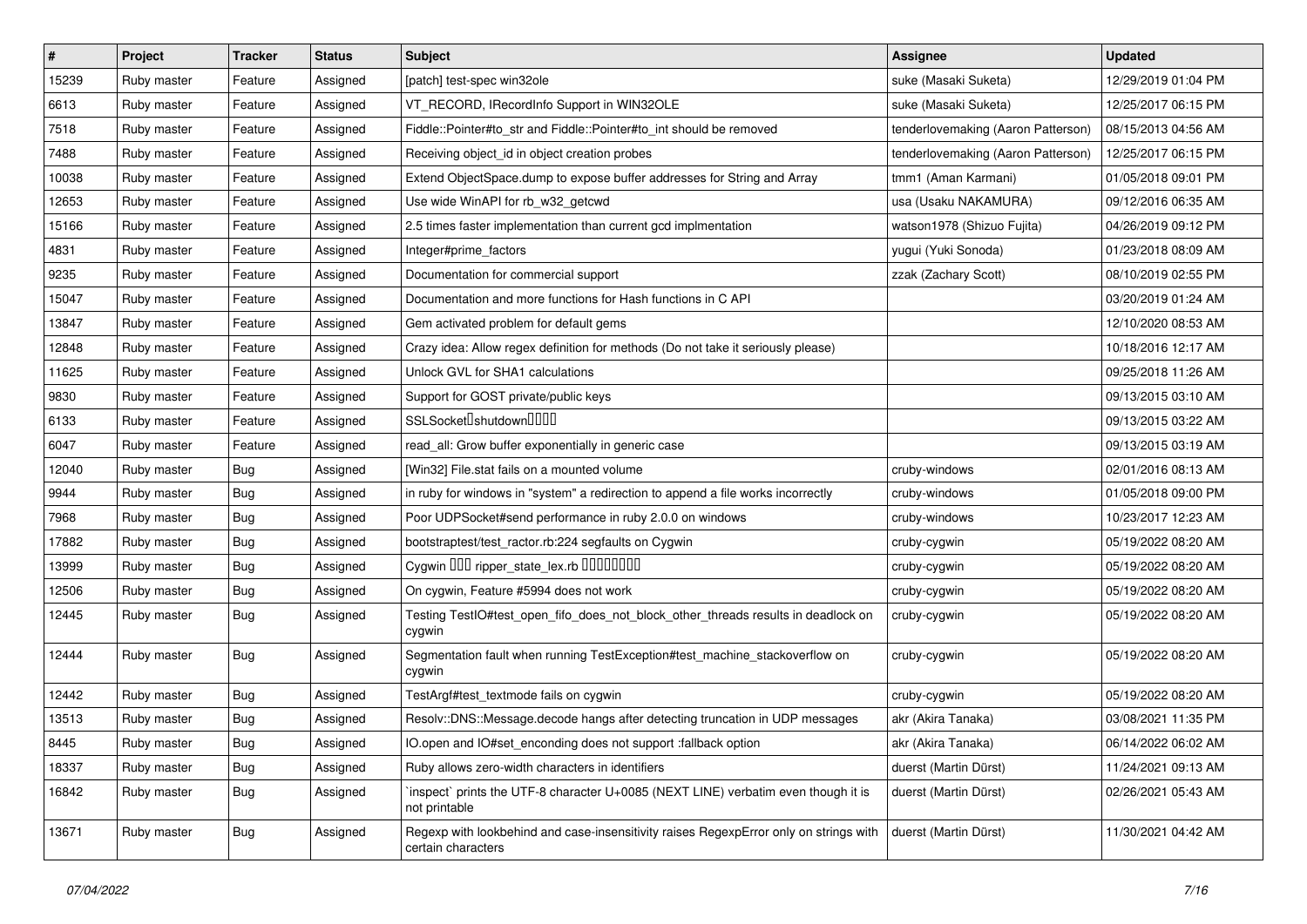| # | Project | Tracker | Status | Subject | Assignee | Updated |
|---|---|---|---|---|---|---|
| 15239 | Ruby master | Feature | Assigned | [patch] test-spec win32ole | suke (Masaki Suketa) | 12/29/2019 01:04 PM |
| 6613 | Ruby master | Feature | Assigned | VT_RECORD, IRecordInfo Support in WIN32OLE | suke (Masaki Suketa) | 12/25/2017 06:15 PM |
| 7518 | Ruby master | Feature | Assigned | Fiddle::Pointer#to_str and Fiddle::Pointer#to_int should be removed | tenderlovemaking (Aaron Patterson) | 08/15/2013 04:56 AM |
| 7488 | Ruby master | Feature | Assigned | Receiving object_id in object creation probes | tenderlovemaking (Aaron Patterson) | 12/25/2017 06:15 PM |
| 10038 | Ruby master | Feature | Assigned | Extend ObjectSpace.dump to expose buffer addresses for String and Array | tmm1 (Aman Karmani) | 01/05/2018 09:01 PM |
| 12653 | Ruby master | Feature | Assigned | Use wide WinAPI for rb_w32_getcwd | usa (Usaku NAKAMURA) | 09/12/2016 06:35 AM |
| 15166 | Ruby master | Feature | Assigned | 2.5 times faster implementation than current gcd implmentation | watson1978 (Shizuo Fujita) | 04/26/2019 09:12 PM |
| 4831 | Ruby master | Feature | Assigned | Integer#prime_factors | yugui (Yuki Sonoda) | 01/23/2018 08:09 AM |
| 9235 | Ruby master | Feature | Assigned | Documentation for commercial support | zzak (Zachary Scott) | 08/10/2019 02:55 PM |
| 15047 | Ruby master | Feature | Assigned | Documentation and more functions for Hash functions in C API | | 03/20/2019 01:24 AM |
| 13847 | Ruby master | Feature | Assigned | Gem activated problem for default gems | | 12/10/2020 08:53 AM |
| 12848 | Ruby master | Feature | Assigned | Crazy idea: Allow regex definition for methods (Do not take it seriously please) | | 10/18/2016 12:17 AM |
| 11625 | Ruby master | Feature | Assigned | Unlock GVL for SHA1 calculations | | 09/25/2018 11:26 AM |
| 9830 | Ruby master | Feature | Assigned | Support for GOST private/public keys | | 09/13/2015 03:10 AM |
| 6133 | Ruby master | Feature | Assigned | SSLSocket�shutdown���� | | 09/13/2015 03:22 AM |
| 6047 | Ruby master | Feature | Assigned | read_all: Grow buffer exponentially in generic case | | 09/13/2015 03:19 AM |
| 12040 | Ruby master | Bug | Assigned | [Win32] File.stat fails on a mounted volume | cruby-windows | 02/01/2016 08:13 AM |
| 9944 | Ruby master | Bug | Assigned | in ruby for windows in "system" a redirection to append a file works incorrectly | cruby-windows | 01/05/2018 09:00 PM |
| 7968 | Ruby master | Bug | Assigned | Poor UDPSocket#send performance in ruby 2.0.0 on windows | cruby-windows | 10/23/2017 12:23 AM |
| 17882 | Ruby master | Bug | Assigned | bootstraptest/test_ractor.rb:224 segfaults on Cygwin | cruby-cygwin | 05/19/2022 08:20 AM |
| 13999 | Ruby master | Bug | Assigned | Cygwin ��� ripper_state_lex.rb �������� | cruby-cygwin | 05/19/2022 08:20 AM |
| 12506 | Ruby master | Bug | Assigned | On cygwin, Feature #5994 does not work | cruby-cygwin | 05/19/2022 08:20 AM |
| 12445 | Ruby master | Bug | Assigned | Testing TestIO#test_open_fifo_does_not_block_other_threads results in deadlock on cygwin | cruby-cygwin | 05/19/2022 08:20 AM |
| 12444 | Ruby master | Bug | Assigned | Segmentation fault when running TestException#test_machine_stackoverflow on cygwin | cruby-cygwin | 05/19/2022 08:20 AM |
| 12442 | Ruby master | Bug | Assigned | TestArgf#test_textmode fails on cygwin | cruby-cygwin | 05/19/2022 08:20 AM |
| 13513 | Ruby master | Bug | Assigned | Resolv::DNS::Message.decode hangs after detecting truncation in UDP messages | akr (Akira Tanaka) | 03/08/2021 11:35 PM |
| 8445 | Ruby master | Bug | Assigned | IO.open and IO#set_enconding does not support :fallback option | akr (Akira Tanaka) | 06/14/2022 06:02 AM |
| 18337 | Ruby master | Bug | Assigned | Ruby allows zero-width characters in identifiers | duerst (Martin Dürst) | 11/24/2021 09:13 AM |
| 16842 | Ruby master | Bug | Assigned | `inspect` prints the UTF-8 character U+0085 (NEXT LINE) verbatim even though it is not printable | duerst (Martin Dürst) | 02/26/2021 05:43 AM |
| 13671 | Ruby master | Bug | Assigned | Regexp with lookbehind and case-insensitivity raises RegexpError only on strings with certain characters | duerst (Martin Dürst) | 11/30/2021 04:42 AM |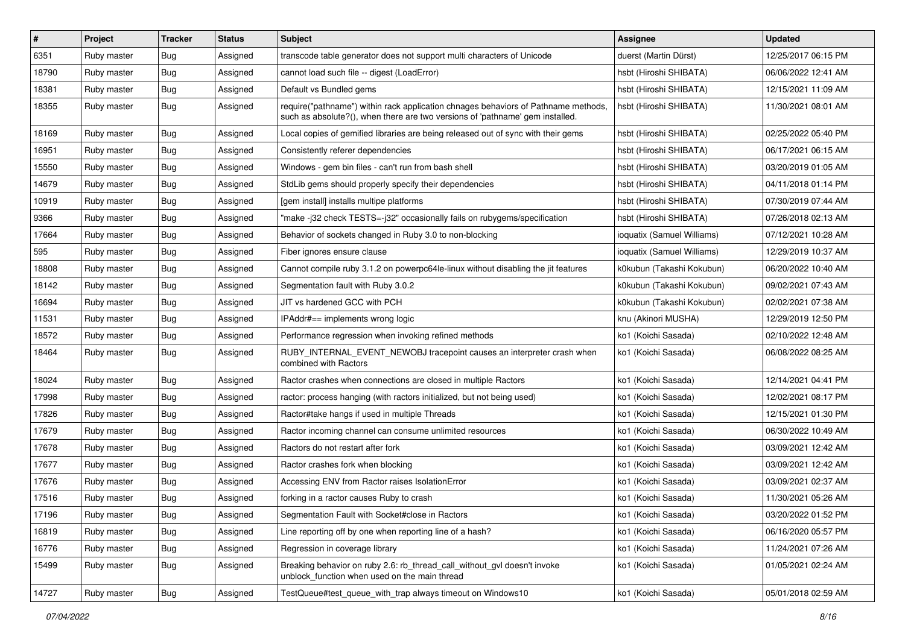| # | Project | Tracker | Status | Subject | Assignee | Updated |
|---|---|---|---|---|---|---|
| 6351 | Ruby master | Bug | Assigned | transcode table generator does not support multi characters of Unicode | duerst (Martin Dürst) | 12/25/2017 06:15 PM |
| 18790 | Ruby master | Bug | Assigned | cannot load such file -- digest (LoadError) | hsbt (Hiroshi SHIBATA) | 06/06/2022 12:41 AM |
| 18381 | Ruby master | Bug | Assigned | Default vs Bundled gems | hsbt (Hiroshi SHIBATA) | 12/15/2021 11:09 AM |
| 18355 | Ruby master | Bug | Assigned | require("pathname") within rack application chnages behaviors of Pathname methods, such as absolute?(), when there are two versions of 'pathname' gem installed. | hsbt (Hiroshi SHIBATA) | 11/30/2021 08:01 AM |
| 18169 | Ruby master | Bug | Assigned | Local copies of gemified libraries are being released out of sync with their gems | hsbt (Hiroshi SHIBATA) | 02/25/2022 05:40 PM |
| 16951 | Ruby master | Bug | Assigned | Consistently referer dependencies | hsbt (Hiroshi SHIBATA) | 06/17/2021 06:15 AM |
| 15550 | Ruby master | Bug | Assigned | Windows - gem bin files - can't run from bash shell | hsbt (Hiroshi SHIBATA) | 03/20/2019 01:05 AM |
| 14679 | Ruby master | Bug | Assigned | StdLib gems should properly specify their dependencies | hsbt (Hiroshi SHIBATA) | 04/11/2018 01:14 PM |
| 10919 | Ruby master | Bug | Assigned | [gem install] installs multipe platforms | hsbt (Hiroshi SHIBATA) | 07/30/2019 07:44 AM |
| 9366 | Ruby master | Bug | Assigned | "make -j32 check TESTS=-j32" occasionally fails on rubygems/specification | hsbt (Hiroshi SHIBATA) | 07/26/2018 02:13 AM |
| 17664 | Ruby master | Bug | Assigned | Behavior of sockets changed in Ruby 3.0 to non-blocking | ioquatix (Samuel Williams) | 07/12/2021 10:28 AM |
| 595 | Ruby master | Bug | Assigned | Fiber ignores ensure clause | ioquatix (Samuel Williams) | 12/29/2019 10:37 AM |
| 18808 | Ruby master | Bug | Assigned | Cannot compile ruby 3.1.2 on powerpc64le-linux without disabling the jit features | k0kubun (Takashi Kokubun) | 06/20/2022 10:40 AM |
| 18142 | Ruby master | Bug | Assigned | Segmentation fault with Ruby 3.0.2 | k0kubun (Takashi Kokubun) | 09/02/2021 07:43 AM |
| 16694 | Ruby master | Bug | Assigned | JIT vs hardened GCC with PCH | k0kubun (Takashi Kokubun) | 02/02/2021 07:38 AM |
| 11531 | Ruby master | Bug | Assigned | IPAddr#== implements wrong logic | knu (Akinori MUSHA) | 12/29/2019 12:50 PM |
| 18572 | Ruby master | Bug | Assigned | Performance regression when invoking refined methods | ko1 (Koichi Sasada) | 02/10/2022 12:48 AM |
| 18464 | Ruby master | Bug | Assigned | RUBY_INTERNAL_EVENT_NEWOBJ tracepoint causes an interpreter crash when combined with Ractors | ko1 (Koichi Sasada) | 06/08/2022 08:25 AM |
| 18024 | Ruby master | Bug | Assigned | Ractor crashes when connections are closed in multiple Ractors | ko1 (Koichi Sasada) | 12/14/2021 04:41 PM |
| 17998 | Ruby master | Bug | Assigned | ractor: process hanging (with ractors initialized, but not being used) | ko1 (Koichi Sasada) | 12/02/2021 08:17 PM |
| 17826 | Ruby master | Bug | Assigned | Ractor#take hangs if used in multiple Threads | ko1 (Koichi Sasada) | 12/15/2021 01:30 PM |
| 17679 | Ruby master | Bug | Assigned | Ractor incoming channel can consume unlimited resources | ko1 (Koichi Sasada) | 06/30/2022 10:49 AM |
| 17678 | Ruby master | Bug | Assigned | Ractors do not restart after fork | ko1 (Koichi Sasada) | 03/09/2021 12:42 AM |
| 17677 | Ruby master | Bug | Assigned | Ractor crashes fork when blocking | ko1 (Koichi Sasada) | 03/09/2021 12:42 AM |
| 17676 | Ruby master | Bug | Assigned | Accessing ENV from Ractor raises IsolationError | ko1 (Koichi Sasada) | 03/09/2021 02:37 AM |
| 17516 | Ruby master | Bug | Assigned | forking in a ractor causes Ruby to crash | ko1 (Koichi Sasada) | 11/30/2021 05:26 AM |
| 17196 | Ruby master | Bug | Assigned | Segmentation Fault with Socket#close in Ractors | ko1 (Koichi Sasada) | 03/20/2022 01:52 PM |
| 16819 | Ruby master | Bug | Assigned | Line reporting off by one when reporting line of a hash? | ko1 (Koichi Sasada) | 06/16/2020 05:57 PM |
| 16776 | Ruby master | Bug | Assigned | Regression in coverage library | ko1 (Koichi Sasada) | 11/24/2021 07:26 AM |
| 15499 | Ruby master | Bug | Assigned | Breaking behavior on ruby 2.6: rb_thread_call_without_gvl doesn't invoke unblock_function when used on the main thread | ko1 (Koichi Sasada) | 01/05/2021 02:24 AM |
| 14727 | Ruby master | Bug | Assigned | TestQueue#test_queue_with_trap always timeout on Windows10 | ko1 (Koichi Sasada) | 05/01/2018 02:59 AM |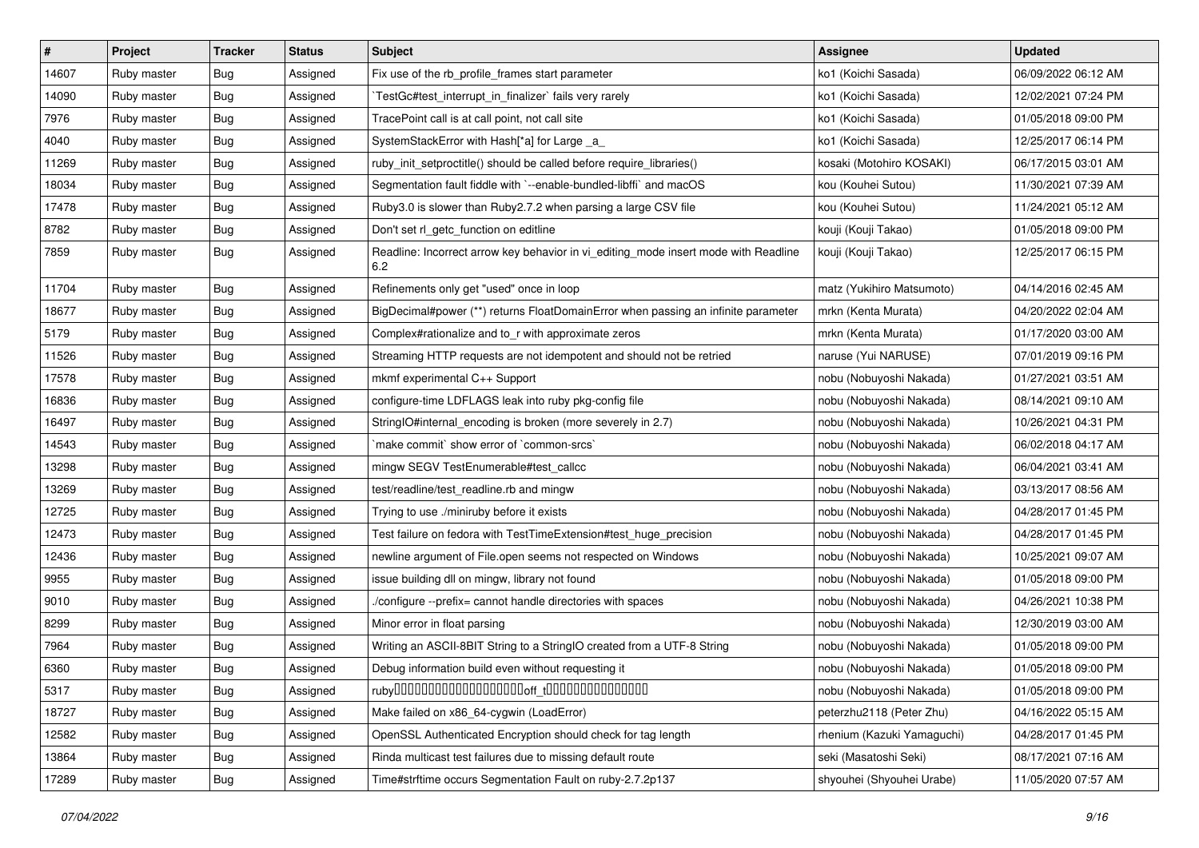| # | Project | Tracker | Status | Subject | Assignee | Updated |
|---|---|---|---|---|---|---|
| 14607 | Ruby master | Bug | Assigned | Fix use of the rb_profile_frames start parameter | ko1 (Koichi Sasada) | 06/09/2022 06:12 AM |
| 14090 | Ruby master | Bug | Assigned | `TestGc#test_interrupt_in_finalizer` fails very rarely | ko1 (Koichi Sasada) | 12/02/2021 07:24 PM |
| 7976 | Ruby master | Bug | Assigned | TracePoint call is at call point, not call site | ko1 (Koichi Sasada) | 01/05/2018 09:00 PM |
| 4040 | Ruby master | Bug | Assigned | SystemStackError with Hash[*a] for Large _a_ | ko1 (Koichi Sasada) | 12/25/2017 06:14 PM |
| 11269 | Ruby master | Bug | Assigned | ruby_init_setproctitle() should be called before require_libraries() | kosaki (Motohiro KOSAKI) | 06/17/2015 03:01 AM |
| 18034 | Ruby master | Bug | Assigned | Segmentation fault fiddle with `--enable-bundled-libffi` and macOS | kou (Kouhei Sutou) | 11/30/2021 07:39 AM |
| 17478 | Ruby master | Bug | Assigned | Ruby3.0 is slower than Ruby2.7.2 when parsing a large CSV file | kou (Kouhei Sutou) | 11/24/2021 05:12 AM |
| 8782 | Ruby master | Bug | Assigned | Don't set rl_getc_function on editline | kouji (Kouji Takao) | 01/05/2018 09:00 PM |
| 7859 | Ruby master | Bug | Assigned | Readline: Incorrect arrow key behavior in vi_editing_mode insert mode with Readline 6.2 | kouji (Kouji Takao) | 12/25/2017 06:15 PM |
| 11704 | Ruby master | Bug | Assigned | Refinements only get "used" once in loop | matz (Yukihiro Matsumoto) | 04/14/2016 02:45 AM |
| 18677 | Ruby master | Bug | Assigned | BigDecimal#power (**) returns FloatDomainError when passing an infinite parameter | mrkn (Kenta Murata) | 04/20/2022 02:04 AM |
| 5179 | Ruby master | Bug | Assigned | Complex#rationalize and to_r with approximate zeros | mrkn (Kenta Murata) | 01/17/2020 03:00 AM |
| 11526 | Ruby master | Bug | Assigned | Streaming HTTP requests are not idempotent and should not be retried | naruse (Yui NARUSE) | 07/01/2019 09:16 PM |
| 17578 | Ruby master | Bug | Assigned | mkmf experimental C++ Support | nobu (Nobuyoshi Nakada) | 01/27/2021 03:51 AM |
| 16836 | Ruby master | Bug | Assigned | configure-time LDFLAGS leak into ruby pkg-config file | nobu (Nobuyoshi Nakada) | 08/14/2021 09:10 AM |
| 16497 | Ruby master | Bug | Assigned | StringIO#internal_encoding is broken (more severely in 2.7) | nobu (Nobuyoshi Nakada) | 10/26/2021 04:31 PM |
| 14543 | Ruby master | Bug | Assigned | `make commit` show error of `common-srcs` | nobu (Nobuyoshi Nakada) | 06/02/2018 04:17 AM |
| 13298 | Ruby master | Bug | Assigned | mingw SEGV TestEnumerable#test_callcc | nobu (Nobuyoshi Nakada) | 06/04/2021 03:41 AM |
| 13269 | Ruby master | Bug | Assigned | test/readline/test_readline.rb and mingw | nobu (Nobuyoshi Nakada) | 03/13/2017 08:56 AM |
| 12725 | Ruby master | Bug | Assigned | Trying to use ./miniruby before it exists | nobu (Nobuyoshi Nakada) | 04/28/2017 01:45 PM |
| 12473 | Ruby master | Bug | Assigned | Test failure on fedora with TestTimeExtension#test_huge_precision | nobu (Nobuyoshi Nakada) | 04/28/2017 01:45 PM |
| 12436 | Ruby master | Bug | Assigned | newline argument of File.open seems not respected on Windows | nobu (Nobuyoshi Nakada) | 10/25/2021 09:07 AM |
| 9955 | Ruby master | Bug | Assigned | issue building dll on mingw, library not found | nobu (Nobuyoshi Nakada) | 01/05/2018 09:00 PM |
| 9010 | Ruby master | Bug | Assigned | ./configure --prefix= cannot handle directories with spaces | nobu (Nobuyoshi Nakada) | 04/26/2021 10:38 PM |
| 8299 | Ruby master | Bug | Assigned | Minor error in float parsing | nobu (Nobuyoshi Nakada) | 12/30/2019 03:00 AM |
| 7964 | Ruby master | Bug | Assigned | Writing an ASCII-8BIT String to a StringIO created from a UTF-8 String | nobu (Nobuyoshi Nakada) | 01/05/2018 09:00 PM |
| 6360 | Ruby master | Bug | Assigned | Debug information build even without requesting it | nobu (Nobuyoshi Nakada) | 01/05/2018 09:00 PM |
| 5317 | Ruby master | Bug | Assigned | ruby������������������off_t�������������� | nobu (Nobuyoshi Nakada) | 01/05/2018 09:00 PM |
| 18727 | Ruby master | Bug | Assigned | Make failed on x86_64-cygwin (LoadError) | peterzhu2118 (Peter Zhu) | 04/16/2022 05:15 AM |
| 12582 | Ruby master | Bug | Assigned | OpenSSL Authenticated Encryption should check for tag length | rhenium (Kazuki Yamaguchi) | 04/28/2017 01:45 PM |
| 13864 | Ruby master | Bug | Assigned | Rinda multicast test failures due to missing default route | seki (Masatoshi Seki) | 08/17/2021 07:16 AM |
| 17289 | Ruby master | Bug | Assigned | Time#strftime occurs Segmentation Fault on ruby-2.7.2p137 | shyouhei (Shyouhei Urabe) | 11/05/2020 07:57 AM |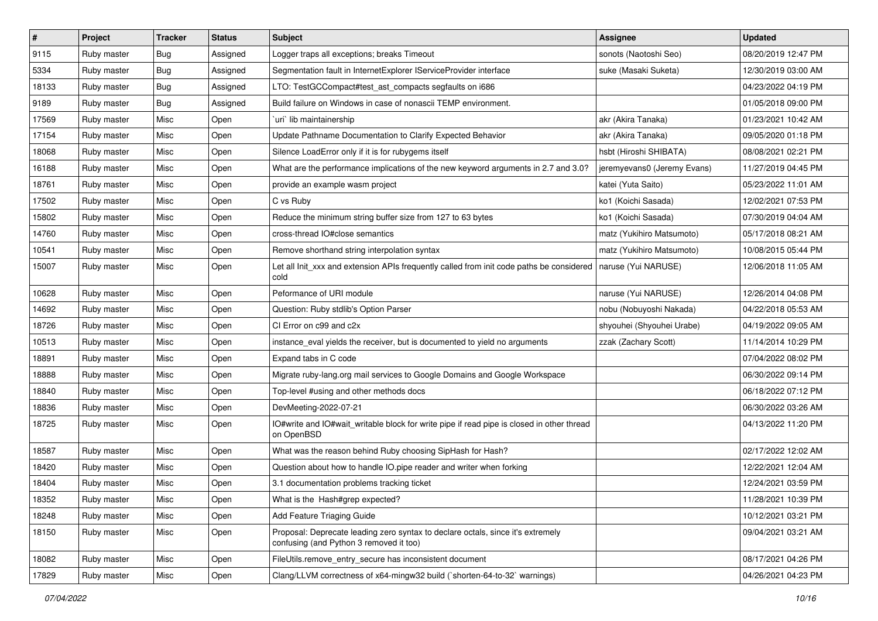| # | Project | Tracker | Status | Subject | Assignee | Updated |
|---|---|---|---|---|---|---|
| 9115 | Ruby master | Bug | Assigned | Logger traps all exceptions; breaks Timeout | sonots (Naotoshi Seo) | 08/20/2019 12:47 PM |
| 5334 | Ruby master | Bug | Assigned | Segmentation fault in InternetExplorer IServiceProvider interface | suke (Masaki Suketa) | 12/30/2019 03:00 AM |
| 18133 | Ruby master | Bug | Assigned | LTO: TestGCCompact#test_ast_compacts segfaults on i686 | | 04/23/2022 04:19 PM |
| 9189 | Ruby master | Bug | Assigned | Build failure on Windows in case of nonascii TEMP environment. | | 01/05/2018 09:00 PM |
| 17569 | Ruby master | Misc | Open | `uri` lib maintainership | akr (Akira Tanaka) | 01/23/2021 10:42 AM |
| 17154 | Ruby master | Misc | Open | Update Pathname Documentation to Clarify Expected Behavior | akr (Akira Tanaka) | 09/05/2020 01:18 PM |
| 18068 | Ruby master | Misc | Open | Silence LoadError only if it is for rubygems itself | hsbt (Hiroshi SHIBATA) | 08/08/2021 02:21 PM |
| 16188 | Ruby master | Misc | Open | What are the performance implications of the new keyword arguments in 2.7 and 3.0? | jeremyevans0 (Jeremy Evans) | 11/27/2019 04:45 PM |
| 18761 | Ruby master | Misc | Open | provide an example wasm project | katei (Yuta Saito) | 05/23/2022 11:01 AM |
| 17502 | Ruby master | Misc | Open | C vs Ruby | ko1 (Koichi Sasada) | 12/02/2021 07:53 PM |
| 15802 | Ruby master | Misc | Open | Reduce the minimum string buffer size from 127 to 63 bytes | ko1 (Koichi Sasada) | 07/30/2019 04:04 AM |
| 14760 | Ruby master | Misc | Open | cross-thread IO#close semantics | matz (Yukihiro Matsumoto) | 05/17/2018 08:21 AM |
| 10541 | Ruby master | Misc | Open | Remove shorthand string interpolation syntax | matz (Yukihiro Matsumoto) | 10/08/2015 05:44 PM |
| 15007 | Ruby master | Misc | Open | Let all Init_xxx and extension APIs frequently called from init code paths be considered cold | naruse (Yui NARUSE) | 12/06/2018 11:05 AM |
| 10628 | Ruby master | Misc | Open | Peformance of URI module | naruse (Yui NARUSE) | 12/26/2014 04:08 PM |
| 14692 | Ruby master | Misc | Open | Question: Ruby stdlib's Option Parser | nobu (Nobuyoshi Nakada) | 04/22/2018 05:53 AM |
| 18726 | Ruby master | Misc | Open | CI Error on c99 and c2x | shyouhei (Shyouhei Urabe) | 04/19/2022 09:05 AM |
| 10513 | Ruby master | Misc | Open | instance_eval yields the receiver, but is documented to yield no arguments | zzak (Zachary Scott) | 11/14/2014 10:29 PM |
| 18891 | Ruby master | Misc | Open | Expand tabs in C code | | 07/04/2022 08:02 PM |
| 18888 | Ruby master | Misc | Open | Migrate ruby-lang.org mail services to Google Domains and Google Workspace | | 06/30/2022 09:14 PM |
| 18840 | Ruby master | Misc | Open | Top-level #using and other methods docs | | 06/18/2022 07:12 PM |
| 18836 | Ruby master | Misc | Open | DevMeeting-2022-07-21 | | 06/30/2022 03:26 AM |
| 18725 | Ruby master | Misc | Open | IO#write and IO#wait_writable block for write pipe if read pipe is closed in other thread on OpenBSD | | 04/13/2022 11:20 PM |
| 18587 | Ruby master | Misc | Open | What was the reason behind Ruby choosing SipHash for Hash? | | 02/17/2022 12:02 AM |
| 18420 | Ruby master | Misc | Open | Question about how to handle IO.pipe reader and writer when forking | | 12/22/2021 12:04 AM |
| 18404 | Ruby master | Misc | Open | 3.1 documentation problems tracking ticket | | 12/24/2021 03:59 PM |
| 18352 | Ruby master | Misc | Open | What is the Hash#grep expected? | | 11/28/2021 10:39 PM |
| 18248 | Ruby master | Misc | Open | Add Feature Triaging Guide | | 10/12/2021 03:21 PM |
| 18150 | Ruby master | Misc | Open | Proposal: Deprecate leading zero syntax to declare octals, since it's extremely confusing (and Python 3 removed it too) | | 09/04/2021 03:21 AM |
| 18082 | Ruby master | Misc | Open | FileUtils.remove_entry_secure has inconsistent document | | 08/17/2021 04:26 PM |
| 17829 | Ruby master | Misc | Open | Clang/LLVM correctness of x64-mingw32 build (`shorten-64-to-32` warnings) | | 04/26/2021 04:23 PM |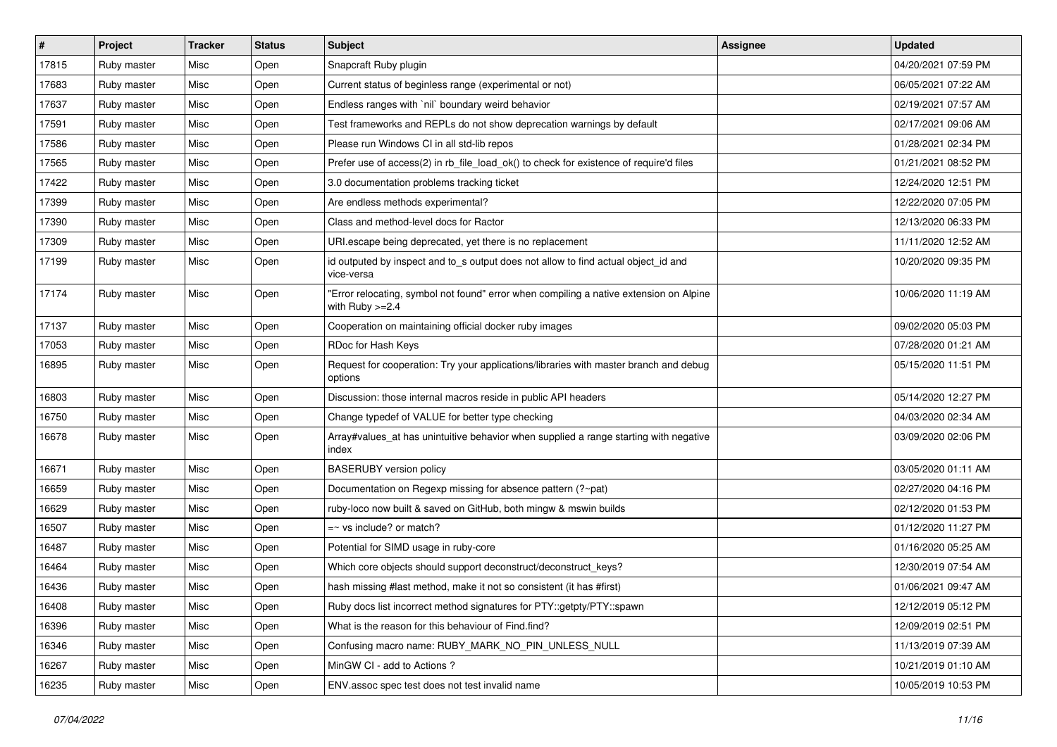| # | Project | Tracker | Status | Subject | Assignee | Updated |
| --- | --- | --- | --- | --- | --- | --- |
| 17815 | Ruby master | Misc | Open | Snapcraft Ruby plugin | | 04/20/2021 07:59 PM |
| 17683 | Ruby master | Misc | Open | Current status of beginless range (experimental or not) | | 06/05/2021 07:22 AM |
| 17637 | Ruby master | Misc | Open | Endless ranges with `nil` boundary weird behavior | | 02/19/2021 07:57 AM |
| 17591 | Ruby master | Misc | Open | Test frameworks and REPLs do not show deprecation warnings by default | | 02/17/2021 09:06 AM |
| 17586 | Ruby master | Misc | Open | Please run Windows CI in all std-lib repos | | 01/28/2021 02:34 PM |
| 17565 | Ruby master | Misc | Open | Prefer use of access(2) in rb_file_load_ok() to check for existence of require'd files | | 01/21/2021 08:52 PM |
| 17422 | Ruby master | Misc | Open | 3.0 documentation problems tracking ticket | | 12/24/2020 12:51 PM |
| 17399 | Ruby master | Misc | Open | Are endless methods experimental? | | 12/22/2020 07:05 PM |
| 17390 | Ruby master | Misc | Open | Class and method-level docs for Ractor | | 12/13/2020 06:33 PM |
| 17309 | Ruby master | Misc | Open | URI.escape being deprecated, yet there is no replacement | | 11/11/2020 12:52 AM |
| 17199 | Ruby master | Misc | Open | id outputed by inspect and to_s output does not allow to find actual object_id and vice-versa | | 10/20/2020 09:35 PM |
| 17174 | Ruby master | Misc | Open | "Error relocating, symbol not found" error when compiling a native extension on Alpine with Ruby >=2.4 | | 10/06/2020 11:19 AM |
| 17137 | Ruby master | Misc | Open | Cooperation on maintaining official docker ruby images | | 09/02/2020 05:03 PM |
| 17053 | Ruby master | Misc | Open | RDoc for Hash Keys | | 07/28/2020 01:21 AM |
| 16895 | Ruby master | Misc | Open | Request for cooperation: Try your applications/libraries with master branch and debug options | | 05/15/2020 11:51 PM |
| 16803 | Ruby master | Misc | Open | Discussion: those internal macros reside in public API headers | | 05/14/2020 12:27 PM |
| 16750 | Ruby master | Misc | Open | Change typedef of VALUE for better type checking | | 04/03/2020 02:34 AM |
| 16678 | Ruby master | Misc | Open | Array#values_at has unintuitive behavior when supplied a range starting with negative index | | 03/09/2020 02:06 PM |
| 16671 | Ruby master | Misc | Open | BASERUBY version policy | | 03/05/2020 01:11 AM |
| 16659 | Ruby master | Misc | Open | Documentation on Regexp missing for absence pattern (?~pat) | | 02/27/2020 04:16 PM |
| 16629 | Ruby master | Misc | Open | ruby-loco now built & saved on GitHub, both mingw & mswin builds | | 02/12/2020 01:53 PM |
| 16507 | Ruby master | Misc | Open | =~ vs include? or match? | | 01/12/2020 11:27 PM |
| 16487 | Ruby master | Misc | Open | Potential for SIMD usage in ruby-core | | 01/16/2020 05:25 AM |
| 16464 | Ruby master | Misc | Open | Which core objects should support deconstruct/deconstruct_keys? | | 12/30/2019 07:54 AM |
| 16436 | Ruby master | Misc | Open | hash missing #last method, make it not so consistent (it has #first) | | 01/06/2021 09:47 AM |
| 16408 | Ruby master | Misc | Open | Ruby docs list incorrect method signatures for PTY::getpty/PTY::spawn | | 12/12/2019 05:12 PM |
| 16396 | Ruby master | Misc | Open | What is the reason for this behaviour of Find.find? | | 12/09/2019 02:51 PM |
| 16346 | Ruby master | Misc | Open | Confusing macro name: RUBY_MARK_NO_PIN_UNLESS_NULL | | 11/13/2019 07:39 AM |
| 16267 | Ruby master | Misc | Open | MinGW CI - add to Actions ? | | 10/21/2019 01:10 AM |
| 16235 | Ruby master | Misc | Open | ENV.assoc spec test does not test invalid name | | 10/05/2019 10:53 PM |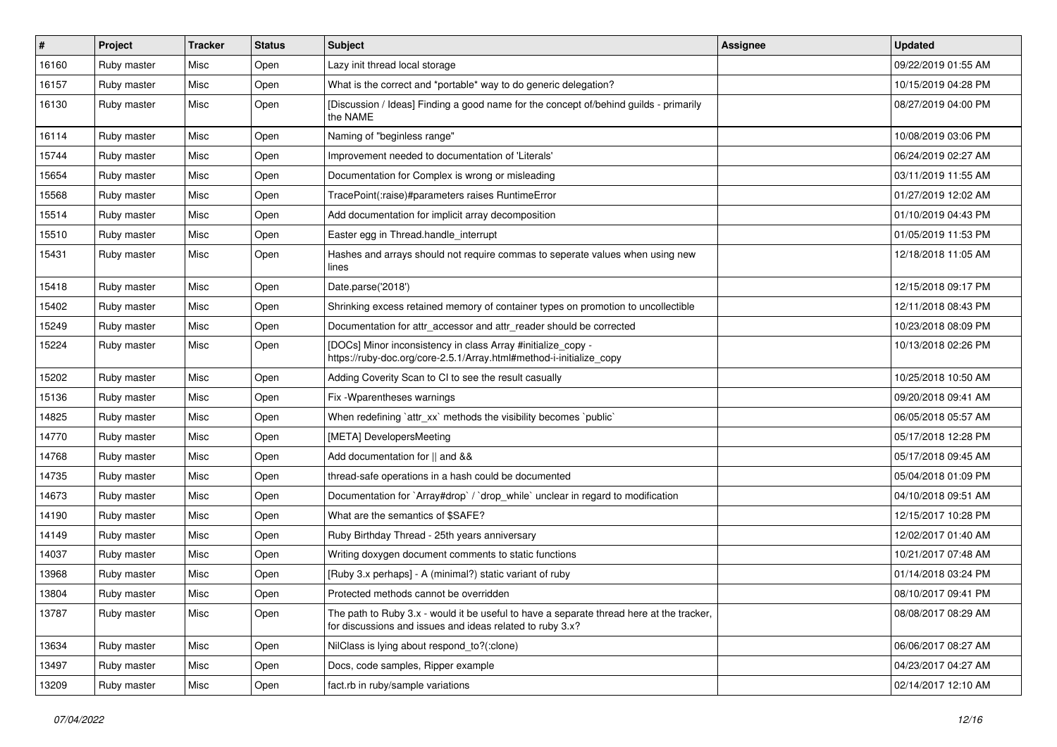| # | Project | Tracker | Status | Subject | Assignee | Updated |
| --- | --- | --- | --- | --- | --- | --- |
| 16160 | Ruby master | Misc | Open | Lazy init thread local storage | | 09/22/2019 01:55 AM |
| 16157 | Ruby master | Misc | Open | What is the correct and *portable* way to do generic delegation? | | 10/15/2019 04:28 PM |
| 16130 | Ruby master | Misc | Open | [Discussion / Ideas] Finding a good name for the concept of/behind guilds - primarily the NAME | | 08/27/2019 04:00 PM |
| 16114 | Ruby master | Misc | Open | Naming of "beginless range" | | 10/08/2019 03:06 PM |
| 15744 | Ruby master | Misc | Open | Improvement needed to documentation of 'Literals' | | 06/24/2019 02:27 AM |
| 15654 | Ruby master | Misc | Open | Documentation for Complex is wrong or misleading | | 03/11/2019 11:55 AM |
| 15568 | Ruby master | Misc | Open | TracePoint(:raise)#parameters raises RuntimeError | | 01/27/2019 12:02 AM |
| 15514 | Ruby master | Misc | Open | Add documentation for implicit array decomposition | | 01/10/2019 04:43 PM |
| 15510 | Ruby master | Misc | Open | Easter egg in Thread.handle_interrupt | | 01/05/2019 11:53 PM |
| 15431 | Ruby master | Misc | Open | Hashes and arrays should not require commas to seperate values when using new lines | | 12/18/2018 11:05 AM |
| 15418 | Ruby master | Misc | Open | Date.parse('2018') | | 12/15/2018 09:17 PM |
| 15402 | Ruby master | Misc | Open | Shrinking excess retained memory of container types on promotion to uncollectible | | 12/11/2018 08:43 PM |
| 15249 | Ruby master | Misc | Open | Documentation for attr_accessor and attr_reader should be corrected | | 10/23/2018 08:09 PM |
| 15224 | Ruby master | Misc | Open | [DOCs] Minor inconsistency in class Array #initialize_copy - https://ruby-doc.org/core-2.5.1/Array.html#method-i-initialize_copy | | 10/13/2018 02:26 PM |
| 15202 | Ruby master | Misc | Open | Adding Coverity Scan to CI to see the result casually | | 10/25/2018 10:50 AM |
| 15136 | Ruby master | Misc | Open | Fix -Wparentheses warnings | | 09/20/2018 09:41 AM |
| 14825 | Ruby master | Misc | Open | When redefining `attr_xx` methods the visibility becomes `public` | | 06/05/2018 05:57 AM |
| 14770 | Ruby master | Misc | Open | [META] DevelopersMeeting | | 05/17/2018 12:28 PM |
| 14768 | Ruby master | Misc | Open | Add documentation for \|\| and && | | 05/17/2018 09:45 AM |
| 14735 | Ruby master | Misc | Open | thread-safe operations in a hash could be documented | | 05/04/2018 01:09 PM |
| 14673 | Ruby master | Misc | Open | Documentation for `Array#drop` / `drop_while` unclear in regard to modification | | 04/10/2018 09:51 AM |
| 14190 | Ruby master | Misc | Open | What are the semantics of $SAFE? | | 12/15/2017 10:28 PM |
| 14149 | Ruby master | Misc | Open | Ruby Birthday Thread - 25th years anniversary | | 12/02/2017 01:40 AM |
| 14037 | Ruby master | Misc | Open | Writing doxygen document comments to static functions | | 10/21/2017 07:48 AM |
| 13968 | Ruby master | Misc | Open | [Ruby 3.x perhaps] - A (minimal?) static variant of ruby | | 01/14/2018 03:24 PM |
| 13804 | Ruby master | Misc | Open | Protected methods cannot be overridden | | 08/10/2017 09:41 PM |
| 13787 | Ruby master | Misc | Open | The path to Ruby 3.x - would it be useful to have a separate thread here at the tracker, for discussions and issues and ideas related to ruby 3.x? | | 08/08/2017 08:29 AM |
| 13634 | Ruby master | Misc | Open | NilClass is lying about respond_to?(:clone) | | 06/06/2017 08:27 AM |
| 13497 | Ruby master | Misc | Open | Docs, code samples, Ripper example | | 04/23/2017 04:27 AM |
| 13209 | Ruby master | Misc | Open | fact.rb in ruby/sample variations | | 02/14/2017 12:10 AM |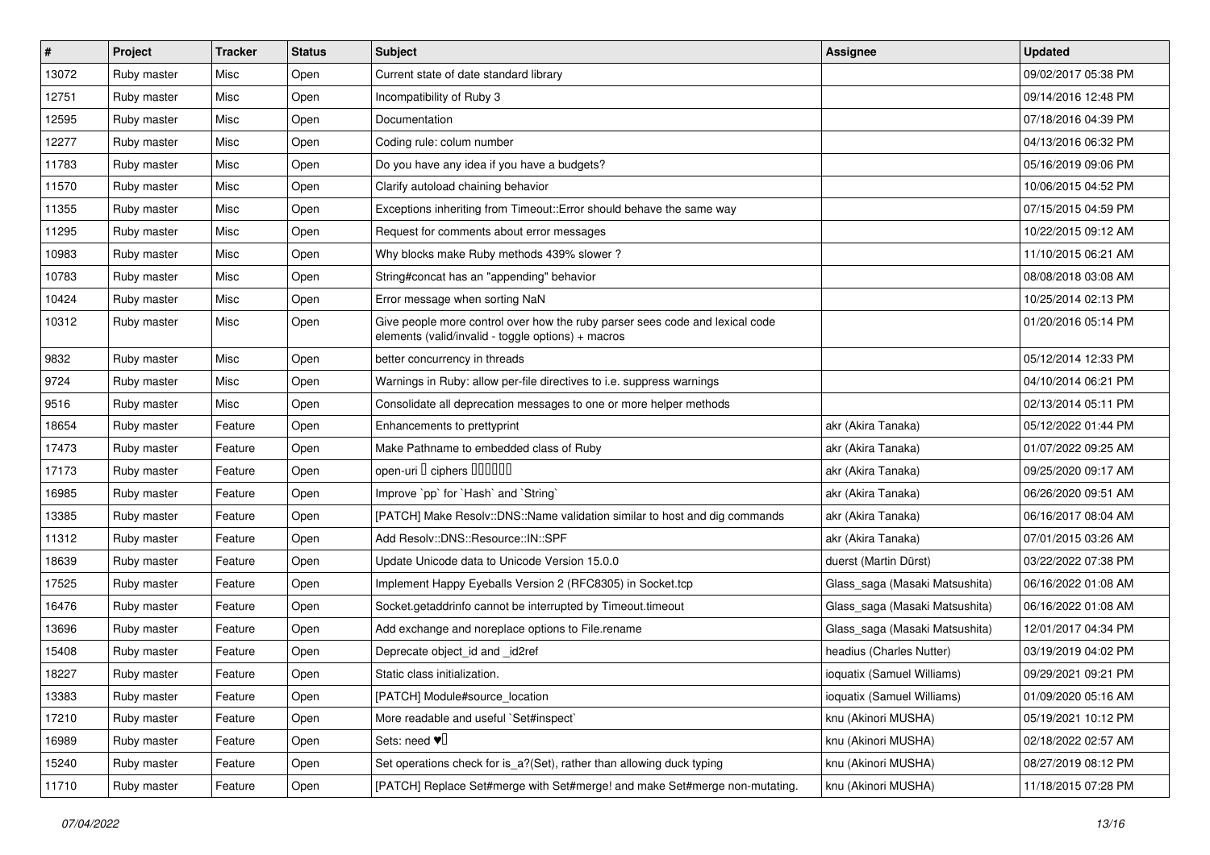| # | Project | Tracker | Status | Subject | Assignee | Updated |
|---|---|---|---|---|---|---|
| 13072 | Ruby master | Misc | Open | Current state of date standard library | | 09/02/2017 05:38 PM |
| 12751 | Ruby master | Misc | Open | Incompatibility of Ruby 3 | | 09/14/2016 12:48 PM |
| 12595 | Ruby master | Misc | Open | Documentation | | 07/18/2016 04:39 PM |
| 12277 | Ruby master | Misc | Open | Coding rule: colum number | | 04/13/2016 06:32 PM |
| 11783 | Ruby master | Misc | Open | Do you have any idea if you have a budgets? | | 05/16/2019 09:06 PM |
| 11570 | Ruby master | Misc | Open | Clarify autoload chaining behavior | | 10/06/2015 04:52 PM |
| 11355 | Ruby master | Misc | Open | Exceptions inheriting from Timeout::Error should behave the same way | | 07/15/2015 04:59 PM |
| 11295 | Ruby master | Misc | Open | Request for comments about error messages | | 10/22/2015 09:12 AM |
| 10983 | Ruby master | Misc | Open | Why blocks make Ruby methods 439% slower ? | | 11/10/2015 06:21 AM |
| 10783 | Ruby master | Misc | Open | String#concat has an "appending" behavior | | 08/08/2018 03:08 AM |
| 10424 | Ruby master | Misc | Open | Error message when sorting NaN | | 10/25/2014 02:13 PM |
| 10312 | Ruby master | Misc | Open | Give people more control over how the ruby parser sees code and lexical code elements (valid/invalid - toggle options) + macros | | 01/20/2016 05:14 PM |
| 9832 | Ruby master | Misc | Open | better concurrency in threads | | 05/12/2014 12:33 PM |
| 9724 | Ruby master | Misc | Open | Warnings in Ruby: allow per-file directives to i.e. suppress warnings | | 04/10/2014 06:21 PM |
| 9516 | Ruby master | Misc | Open | Consolidate all deprecation messages to one or more helper methods | | 02/13/2014 05:11 PM |
| 18654 | Ruby master | Feature | Open | Enhancements to prettyprint | akr (Akira Tanaka) | 05/12/2022 01:44 PM |
| 17473 | Ruby master | Feature | Open | Make Pathname to embedded class of Ruby | akr (Akira Tanaka) | 01/07/2022 09:25 AM |
| 17173 | Ruby master | Feature | Open | open-uri � ciphers ������ | akr (Akira Tanaka) | 09/25/2020 09:17 AM |
| 16985 | Ruby master | Feature | Open | Improve `pp` for `Hash` and `String` | akr (Akira Tanaka) | 06/26/2020 09:51 AM |
| 13385 | Ruby master | Feature | Open | [PATCH] Make Resolv::DNS::Name validation similar to host and dig commands | akr (Akira Tanaka) | 06/16/2017 08:04 AM |
| 11312 | Ruby master | Feature | Open | Add Resolv::DNS::Resource::IN::SPF | akr (Akira Tanaka) | 07/01/2015 03:26 AM |
| 18639 | Ruby master | Feature | Open | Update Unicode data to Unicode Version 15.0.0 | duerst (Martin Dürst) | 03/22/2022 07:38 PM |
| 17525 | Ruby master | Feature | Open | Implement Happy Eyeballs Version 2 (RFC8305) in Socket.tcp | Glass_saga (Masaki Matsushita) | 06/16/2022 01:08 AM |
| 16476 | Ruby master | Feature | Open | Socket.getaddrinfo cannot be interrupted by Timeout.timeout | Glass_saga (Masaki Matsushita) | 06/16/2022 01:08 AM |
| 13696 | Ruby master | Feature | Open | Add exchange and noreplace options to File.rename | Glass_saga (Masaki Matsushita) | 12/01/2017 04:34 PM |
| 15408 | Ruby master | Feature | Open | Deprecate object_id and _id2ref | headius (Charles Nutter) | 03/19/2019 04:02 PM |
| 18227 | Ruby master | Feature | Open | Static class initialization. | ioquatix (Samuel Williams) | 09/29/2021 09:21 PM |
| 13383 | Ruby master | Feature | Open | [PATCH] Module#source_location | ioquatix (Samuel Williams) | 01/09/2020 05:16 AM |
| 17210 | Ruby master | Feature | Open | More readable and useful `Set#inspect` | knu (Akinori MUSHA) | 05/19/2021 10:12 PM |
| 16989 | Ruby master | Feature | Open | Sets: need ♥� | knu (Akinori MUSHA) | 02/18/2022 02:57 AM |
| 15240 | Ruby master | Feature | Open | Set operations check for is_a?(Set), rather than allowing duck typing | knu (Akinori MUSHA) | 08/27/2019 08:12 PM |
| 11710 | Ruby master | Feature | Open | [PATCH] Replace Set#merge with Set#merge! and make Set#merge non-mutating. | knu (Akinori MUSHA) | 11/18/2015 07:28 PM |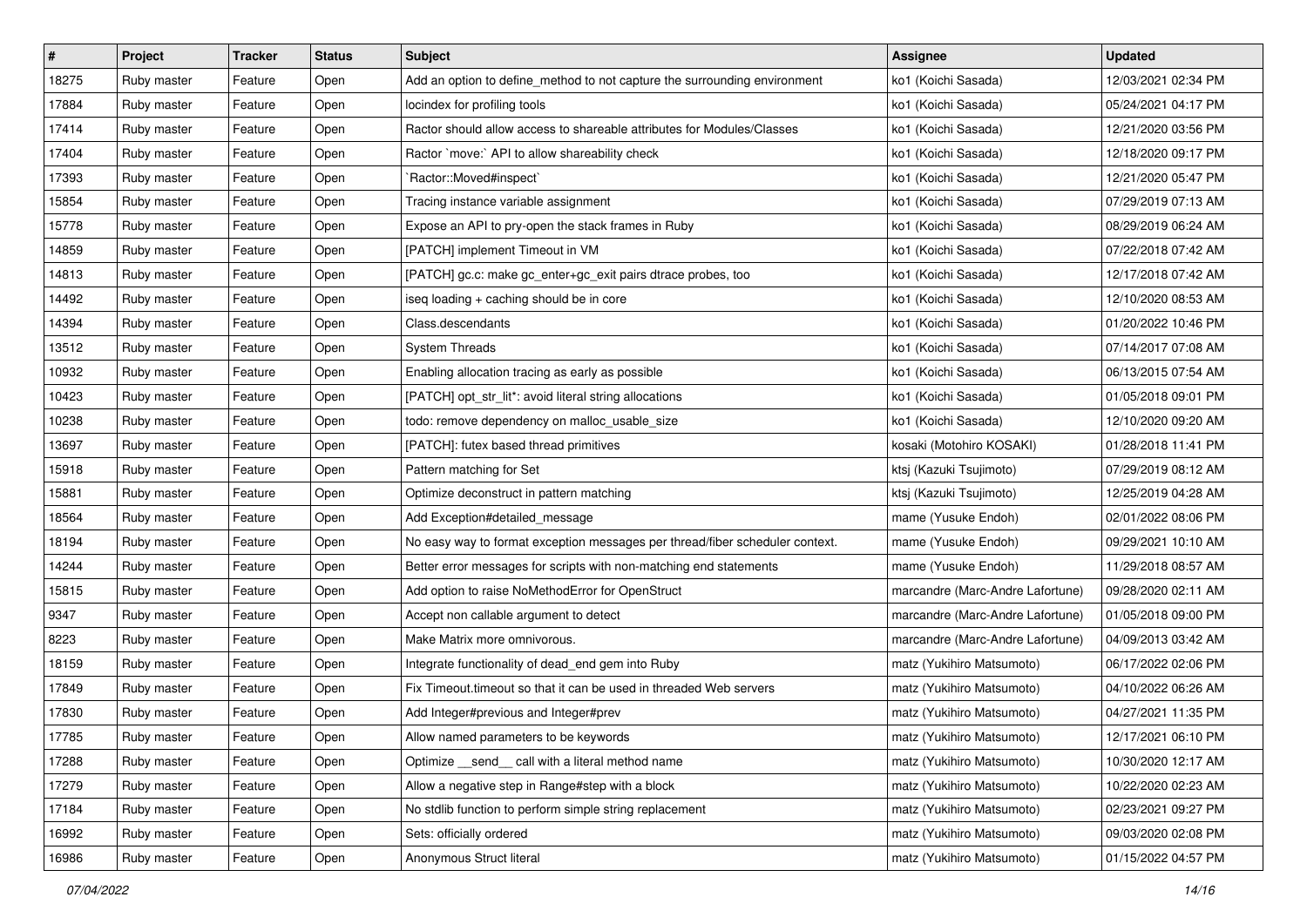| # | Project | Tracker | Status | Subject | Assignee | Updated |
|---|---|---|---|---|---|---|
| 18275 | Ruby master | Feature | Open | Add an option to define_method to not capture the surrounding environment | ko1 (Koichi Sasada) | 12/03/2021 02:34 PM |
| 17884 | Ruby master | Feature | Open | locindex for profiling tools | ko1 (Koichi Sasada) | 05/24/2021 04:17 PM |
| 17414 | Ruby master | Feature | Open | Ractor should allow access to shareable attributes for Modules/Classes | ko1 (Koichi Sasada) | 12/21/2020 03:56 PM |
| 17404 | Ruby master | Feature | Open | Ractor `move:` API to allow shareability check | ko1 (Koichi Sasada) | 12/18/2020 09:17 PM |
| 17393 | Ruby master | Feature | Open | `Ractor::Moved#inspect` | ko1 (Koichi Sasada) | 12/21/2020 05:47 PM |
| 15854 | Ruby master | Feature | Open | Tracing instance variable assignment | ko1 (Koichi Sasada) | 07/29/2019 07:13 AM |
| 15778 | Ruby master | Feature | Open | Expose an API to pry-open the stack frames in Ruby | ko1 (Koichi Sasada) | 08/29/2019 06:24 AM |
| 14859 | Ruby master | Feature | Open | [PATCH] implement Timeout in VM | ko1 (Koichi Sasada) | 07/22/2018 07:42 AM |
| 14813 | Ruby master | Feature | Open | [PATCH] gc.c: make gc_enter+gc_exit pairs dtrace probes, too | ko1 (Koichi Sasada) | 12/17/2018 07:42 AM |
| 14492 | Ruby master | Feature | Open | iseq loading + caching should be in core | ko1 (Koichi Sasada) | 12/10/2020 08:53 AM |
| 14394 | Ruby master | Feature | Open | Class.descendants | ko1 (Koichi Sasada) | 01/20/2022 10:46 PM |
| 13512 | Ruby master | Feature | Open | System Threads | ko1 (Koichi Sasada) | 07/14/2017 07:08 AM |
| 10932 | Ruby master | Feature | Open | Enabling allocation tracing as early as possible | ko1 (Koichi Sasada) | 06/13/2015 07:54 AM |
| 10423 | Ruby master | Feature | Open | [PATCH] opt_str_lit*: avoid literal string allocations | ko1 (Koichi Sasada) | 01/05/2018 09:01 PM |
| 10238 | Ruby master | Feature | Open | todo: remove dependency on malloc_usable_size | ko1 (Koichi Sasada) | 12/10/2020 09:20 AM |
| 13697 | Ruby master | Feature | Open | [PATCH]: futex based thread primitives | kosaki (Motohiro KOSAKI) | 01/28/2018 11:41 PM |
| 15918 | Ruby master | Feature | Open | Pattern matching for Set | ktsj (Kazuki Tsujimoto) | 07/29/2019 08:12 AM |
| 15881 | Ruby master | Feature | Open | Optimize deconstruct in pattern matching | ktsj (Kazuki Tsujimoto) | 12/25/2019 04:28 AM |
| 18564 | Ruby master | Feature | Open | Add Exception#detailed_message | mame (Yusuke Endoh) | 02/01/2022 08:06 PM |
| 18194 | Ruby master | Feature | Open | No easy way to format exception messages per thread/fiber scheduler context. | mame (Yusuke Endoh) | 09/29/2021 10:10 AM |
| 14244 | Ruby master | Feature | Open | Better error messages for scripts with non-matching end statements | mame (Yusuke Endoh) | 11/29/2018 08:57 AM |
| 15815 | Ruby master | Feature | Open | Add option to raise NoMethodError for OpenStruct | marcandre (Marc-Andre Lafortune) | 09/28/2020 02:11 AM |
| 9347 | Ruby master | Feature | Open | Accept non callable argument to detect | marcandre (Marc-Andre Lafortune) | 01/05/2018 09:00 PM |
| 8223 | Ruby master | Feature | Open | Make Matrix more omnivorous. | marcandre (Marc-Andre Lafortune) | 04/09/2013 03:42 AM |
| 18159 | Ruby master | Feature | Open | Integrate functionality of dead_end gem into Ruby | matz (Yukihiro Matsumoto) | 06/17/2022 02:06 PM |
| 17849 | Ruby master | Feature | Open | Fix Timeout.timeout so that it can be used in threaded Web servers | matz (Yukihiro Matsumoto) | 04/10/2022 06:26 AM |
| 17830 | Ruby master | Feature | Open | Add Integer#previous and Integer#prev | matz (Yukihiro Matsumoto) | 04/27/2021 11:35 PM |
| 17785 | Ruby master | Feature | Open | Allow named parameters to be keywords | matz (Yukihiro Matsumoto) | 12/17/2021 06:10 PM |
| 17288 | Ruby master | Feature | Open | Optimize __send__ call with a literal method name | matz (Yukihiro Matsumoto) | 10/30/2020 12:17 AM |
| 17279 | Ruby master | Feature | Open | Allow a negative step in Range#step with a block | matz (Yukihiro Matsumoto) | 10/22/2020 02:23 AM |
| 17184 | Ruby master | Feature | Open | No stdlib function to perform simple string replacement | matz (Yukihiro Matsumoto) | 02/23/2021 09:27 PM |
| 16992 | Ruby master | Feature | Open | Sets: officially ordered | matz (Yukihiro Matsumoto) | 09/03/2020 02:08 PM |
| 16986 | Ruby master | Feature | Open | Anonymous Struct literal | matz (Yukihiro Matsumoto) | 01/15/2022 04:57 PM |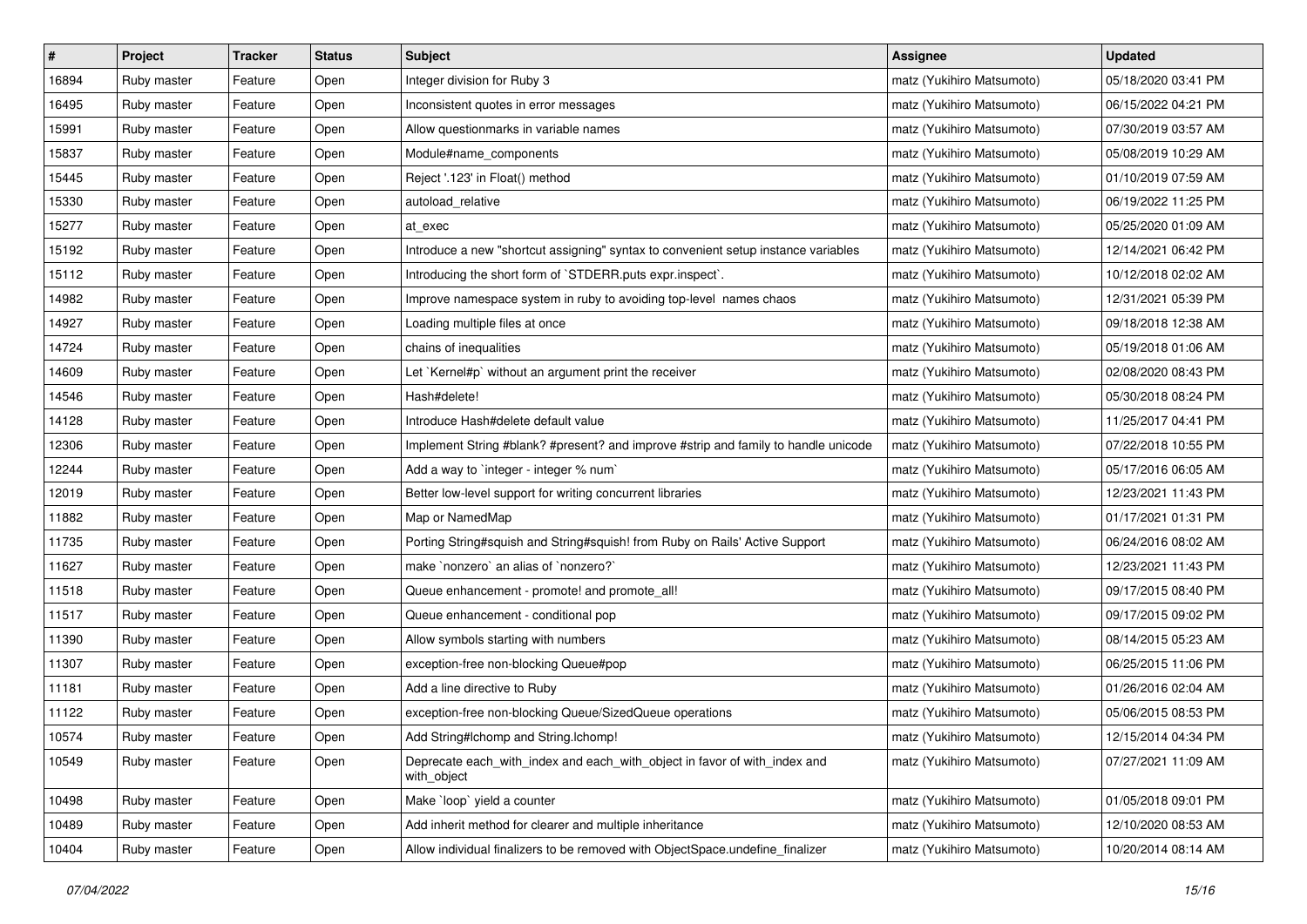| # | Project | Tracker | Status | Subject | Assignee | Updated |
|---|---|---|---|---|---|---|
| 16894 | Ruby master | Feature | Open | Integer division for Ruby 3 | matz (Yukihiro Matsumoto) | 05/18/2020 03:41 PM |
| 16495 | Ruby master | Feature | Open | Inconsistent quotes in error messages | matz (Yukihiro Matsumoto) | 06/15/2022 04:21 PM |
| 15991 | Ruby master | Feature | Open | Allow questionmarks in variable names | matz (Yukihiro Matsumoto) | 07/30/2019 03:57 AM |
| 15837 | Ruby master | Feature | Open | Module#name_components | matz (Yukihiro Matsumoto) | 05/08/2019 10:29 AM |
| 15445 | Ruby master | Feature | Open | Reject '.123' in Float() method | matz (Yukihiro Matsumoto) | 01/10/2019 07:59 AM |
| 15330 | Ruby master | Feature | Open | autoload_relative | matz (Yukihiro Matsumoto) | 06/19/2022 11:25 PM |
| 15277 | Ruby master | Feature | Open | at_exec | matz (Yukihiro Matsumoto) | 05/25/2020 01:09 AM |
| 15192 | Ruby master | Feature | Open | Introduce a new "shortcut assigning" syntax to convenient setup instance variables | matz (Yukihiro Matsumoto) | 12/14/2021 06:42 PM |
| 15112 | Ruby master | Feature | Open | Introducing the short form of `STDERR.puts expr.inspect`. | matz (Yukihiro Matsumoto) | 10/12/2018 02:02 AM |
| 14982 | Ruby master | Feature | Open | Improve namespace system in ruby to avoiding top-level names chaos | matz (Yukihiro Matsumoto) | 12/31/2021 05:39 PM |
| 14927 | Ruby master | Feature | Open | Loading multiple files at once | matz (Yukihiro Matsumoto) | 09/18/2018 12:38 AM |
| 14724 | Ruby master | Feature | Open | chains of inequalities | matz (Yukihiro Matsumoto) | 05/19/2018 01:06 AM |
| 14609 | Ruby master | Feature | Open | Let `Kernel#p` without an argument print the receiver | matz (Yukihiro Matsumoto) | 02/08/2020 08:43 PM |
| 14546 | Ruby master | Feature | Open | Hash#delete! | matz (Yukihiro Matsumoto) | 05/30/2018 08:24 PM |
| 14128 | Ruby master | Feature | Open | Introduce Hash#delete default value | matz (Yukihiro Matsumoto) | 11/25/2017 04:41 PM |
| 12306 | Ruby master | Feature | Open | Implement String #blank? #present? and improve #strip and family to handle unicode | matz (Yukihiro Matsumoto) | 07/22/2018 10:55 PM |
| 12244 | Ruby master | Feature | Open | Add a way to `integer - integer % num` | matz (Yukihiro Matsumoto) | 05/17/2016 06:05 AM |
| 12019 | Ruby master | Feature | Open | Better low-level support for writing concurrent libraries | matz (Yukihiro Matsumoto) | 12/23/2021 11:43 PM |
| 11882 | Ruby master | Feature | Open | Map or NamedMap | matz (Yukihiro Matsumoto) | 01/17/2021 01:31 PM |
| 11735 | Ruby master | Feature | Open | Porting String#squish and String#squish! from Ruby on Rails' Active Support | matz (Yukihiro Matsumoto) | 06/24/2016 08:02 AM |
| 11627 | Ruby master | Feature | Open | make `nonzero` an alias of `nonzero?` | matz (Yukihiro Matsumoto) | 12/23/2021 11:43 PM |
| 11518 | Ruby master | Feature | Open | Queue enhancement - promote! and promote_all! | matz (Yukihiro Matsumoto) | 09/17/2015 08:40 PM |
| 11517 | Ruby master | Feature | Open | Queue enhancement - conditional pop | matz (Yukihiro Matsumoto) | 09/17/2015 09:02 PM |
| 11390 | Ruby master | Feature | Open | Allow symbols starting with numbers | matz (Yukihiro Matsumoto) | 08/14/2015 05:23 AM |
| 11307 | Ruby master | Feature | Open | exception-free non-blocking Queue#pop | matz (Yukihiro Matsumoto) | 06/25/2015 11:06 PM |
| 11181 | Ruby master | Feature | Open | Add a line directive to Ruby | matz (Yukihiro Matsumoto) | 01/26/2016 02:04 AM |
| 11122 | Ruby master | Feature | Open | exception-free non-blocking Queue/SizedQueue operations | matz (Yukihiro Matsumoto) | 05/06/2015 08:53 PM |
| 10574 | Ruby master | Feature | Open | Add String#lchomp and String.lchomp! | matz (Yukihiro Matsumoto) | 12/15/2014 04:34 PM |
| 10549 | Ruby master | Feature | Open | Deprecate each_with_index and each_with_object in favor of with_index and with_object | matz (Yukihiro Matsumoto) | 07/27/2021 11:09 AM |
| 10498 | Ruby master | Feature | Open | Make `loop` yield a counter | matz (Yukihiro Matsumoto) | 01/05/2018 09:01 PM |
| 10489 | Ruby master | Feature | Open | Add inherit method for clearer and multiple inheritance | matz (Yukihiro Matsumoto) | 12/10/2020 08:53 AM |
| 10404 | Ruby master | Feature | Open | Allow individual finalizers to be removed with ObjectSpace.undefine_finalizer | matz (Yukihiro Matsumoto) | 10/20/2014 08:14 AM |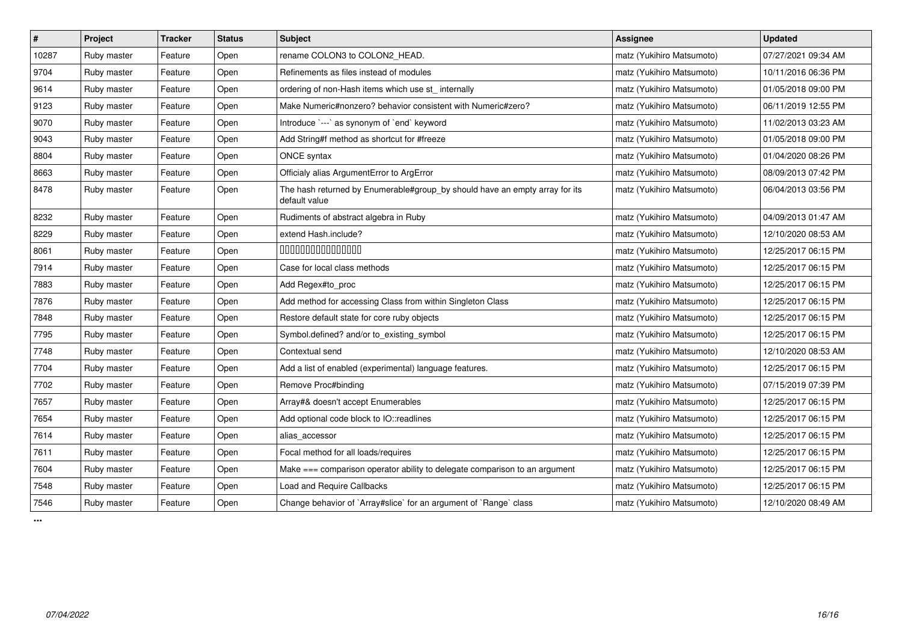| # | Project | Tracker | Status | Subject | Assignee | Updated |
|---|---|---|---|---|---|---|
| 10287 | Ruby master | Feature | Open | rename COLON3 to COLON2_HEAD. | matz (Yukihiro Matsumoto) | 07/27/2021 09:34 AM |
| 9704 | Ruby master | Feature | Open | Refinements as files instead of modules | matz (Yukihiro Matsumoto) | 10/11/2016 06:36 PM |
| 9614 | Ruby master | Feature | Open | ordering of non-Hash items which use st_ internally | matz (Yukihiro Matsumoto) | 01/05/2018 09:00 PM |
| 9123 | Ruby master | Feature | Open | Make Numeric#nonzero? behavior consistent with Numeric#zero? | matz (Yukihiro Matsumoto) | 06/11/2019 12:55 PM |
| 9070 | Ruby master | Feature | Open | Introduce `---` as synonym of `end` keyword | matz (Yukihiro Matsumoto) | 11/02/2013 03:23 AM |
| 9043 | Ruby master | Feature | Open | Add String#f method as shortcut for #freeze | matz (Yukihiro Matsumoto) | 01/05/2018 09:00 PM |
| 8804 | Ruby master | Feature | Open | ONCE syntax | matz (Yukihiro Matsumoto) | 01/04/2020 08:26 PM |
| 8663 | Ruby master | Feature | Open | Officialy alias ArgumentError to ArgError | matz (Yukihiro Matsumoto) | 08/09/2013 07:42 PM |
| 8478 | Ruby master | Feature | Open | The hash returned by Enumerable#group_by should have an empty array for its default value | matz (Yukihiro Matsumoto) | 06/04/2013 03:56 PM |
| 8232 | Ruby master | Feature | Open | Rudiments of abstract algebra in Ruby | matz (Yukihiro Matsumoto) | 04/09/2013 01:47 AM |
| 8229 | Ruby master | Feature | Open | extend Hash.include? | matz (Yukihiro Matsumoto) | 12/10/2020 08:53 AM |
| 8061 | Ruby master | Feature | Open | 0000000000000000 | matz (Yukihiro Matsumoto) | 12/25/2017 06:15 PM |
| 7914 | Ruby master | Feature | Open | Case for local class methods | matz (Yukihiro Matsumoto) | 12/25/2017 06:15 PM |
| 7883 | Ruby master | Feature | Open | Add Regex#to_proc | matz (Yukihiro Matsumoto) | 12/25/2017 06:15 PM |
| 7876 | Ruby master | Feature | Open | Add method for accessing Class from within Singleton Class | matz (Yukihiro Matsumoto) | 12/25/2017 06:15 PM |
| 7848 | Ruby master | Feature | Open | Restore default state for core ruby objects | matz (Yukihiro Matsumoto) | 12/25/2017 06:15 PM |
| 7795 | Ruby master | Feature | Open | Symbol.defined? and/or to_existing_symbol | matz (Yukihiro Matsumoto) | 12/25/2017 06:15 PM |
| 7748 | Ruby master | Feature | Open | Contextual send | matz (Yukihiro Matsumoto) | 12/10/2020 08:53 AM |
| 7704 | Ruby master | Feature | Open | Add a list of enabled (experimental) language features. | matz (Yukihiro Matsumoto) | 12/25/2017 06:15 PM |
| 7702 | Ruby master | Feature | Open | Remove Proc#binding | matz (Yukihiro Matsumoto) | 07/15/2019 07:39 PM |
| 7657 | Ruby master | Feature | Open | Array#& doesn't accept Enumerables | matz (Yukihiro Matsumoto) | 12/25/2017 06:15 PM |
| 7654 | Ruby master | Feature | Open | Add optional code block to IO::readlines | matz (Yukihiro Matsumoto) | 12/25/2017 06:15 PM |
| 7614 | Ruby master | Feature | Open | alias_accessor | matz (Yukihiro Matsumoto) | 12/25/2017 06:15 PM |
| 7611 | Ruby master | Feature | Open | Focal method for all loads/requires | matz (Yukihiro Matsumoto) | 12/25/2017 06:15 PM |
| 7604 | Ruby master | Feature | Open | Make === comparison operator ability to delegate comparison to an argument | matz (Yukihiro Matsumoto) | 12/25/2017 06:15 PM |
| 7548 | Ruby master | Feature | Open | Load and Require Callbacks | matz (Yukihiro Matsumoto) | 12/25/2017 06:15 PM |
| 7546 | Ruby master | Feature | Open | Change behavior of `Array#slice` for an argument of `Range` class | matz (Yukihiro Matsumoto) | 12/10/2020 08:49 AM |

...